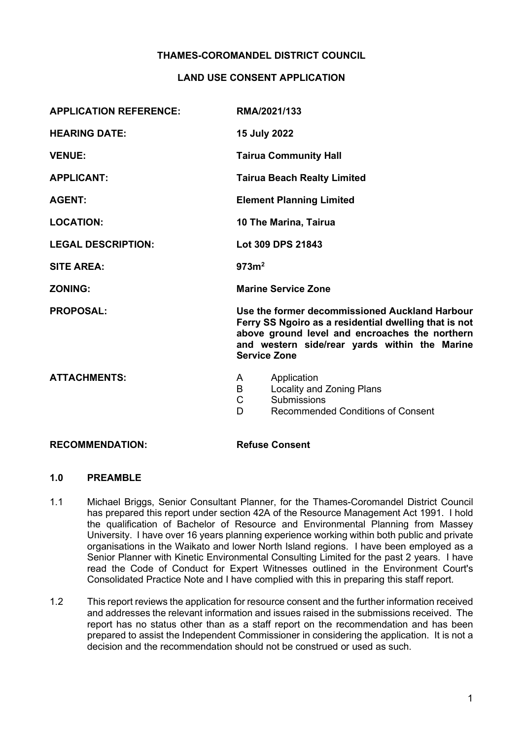**THAMES-COROMANDEL DISTRICT COUNCIL**

**LAND USE CONSENT APPLICATION**

| | |
|---|---|
| **APPLICATION REFERENCE:** | **RMA/2021/133** |
| **HEARING DATE:** | **15 July 2022** |
| **VENUE:** | **Tairua Community Hall** |
| **APPLICANT:** | **Tairua Beach Realty Limited** |
| **AGENT:** | **Element Planning Limited** |
| **LOCATION:** | **10 The Marina, Tairua** |
| **LEGAL DESCRIPTION:** | **Lot 309 DPS 21843** |
| **SITE AREA:** | **973m$^2$** |
| **ZONING:** | **Marine Service Zone** |
| **PROPOSAL:** | **Use the former decommissioned Auckland Harbour Ferry SS Ngoiro as a residential dwelling that is not above ground level and encroaches the northern and western side/rear yards within the Marine Service Zone** |
| **ATTACHMENTS:** | A Application<br>B Locality and Zoning Plans<br>C Submissions<br>D Recommended Conditions of Consent |
| **RECOMMENDATION:** | **Refuse Consent** |

## 1.0 PREAMBLE

1.1 Michael Briggs, Senior Consultant Planner, for the Thames-Coromandel District Council has prepared this report under section 42A of the Resource Management Act 1991. I hold the qualification of Bachelor of Resource and Environmental Planning from Massey University. I have over 16 years planning experience working within both public and private organisations in the Waikato and lower North Island regions. I have been employed as a Senior Planner with Kinetic Environmental Consulting Limited for the past 2 years. I have read the Code of Conduct for Expert Witnesses outlined in the Environment Court's Consolidated Practice Note and I have complied with this in preparing this staff report.

1.2 This report reviews the application for resource consent and the further information received and addresses the relevant information and issues raised in the submissions received. The report has no status other than as a staff report on the recommendation and has been prepared to assist the Independent Commissioner in considering the application. It is not a decision and the recommendation should not be construed or used as such.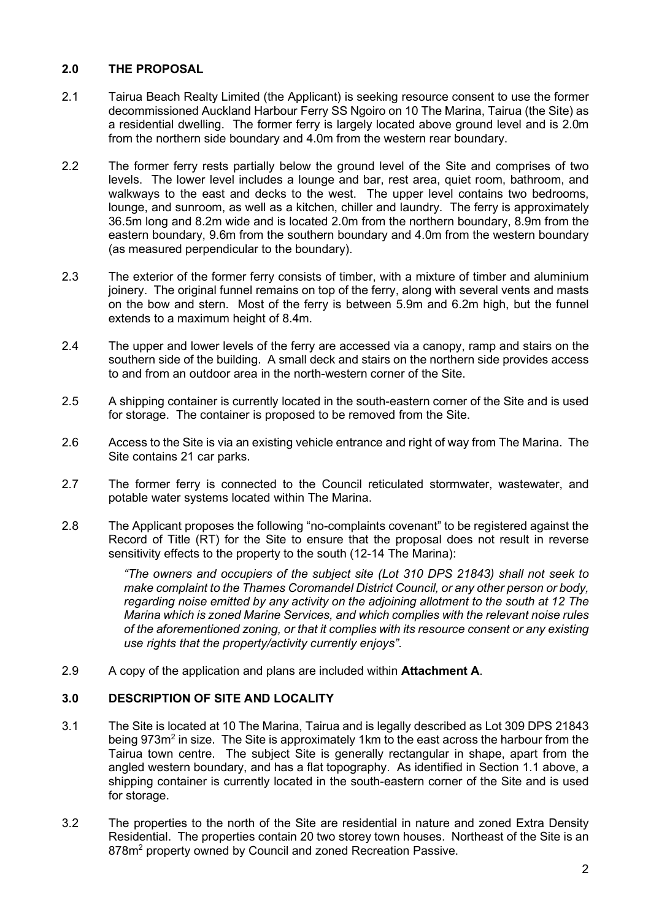## 2.0 THE PROPOSAL

2.1 Tairua Beach Realty Limited (the Applicant) is seeking resource consent to use the former decommissioned Auckland Harbour Ferry SS Ngoiro on 10 The Marina, Tairua (the Site) as a residential dwelling. The former ferry is largely located above ground level and is 2.0m from the northern side boundary and 4.0m from the western rear boundary.

2.2 The former ferry rests partially below the ground level of the Site and comprises of two levels. The lower level includes a lounge and bar, rest area, quiet room, bathroom, and walkways to the east and decks to the west. The upper level contains two bedrooms, lounge, and sunroom, as well as a kitchen, chiller and laundry. The ferry is approximately 36.5m long and 8.2m wide and is located 2.0m from the northern boundary, 8.9m from the eastern boundary, 9.6m from the southern boundary and 4.0m from the western boundary (as measured perpendicular to the boundary).

2.3 The exterior of the former ferry consists of timber, with a mixture of timber and aluminium joinery. The original funnel remains on top of the ferry, along with several vents and masts on the bow and stern. Most of the ferry is between 5.9m and 6.2m high, but the funnel extends to a maximum height of 8.4m.

2.4 The upper and lower levels of the ferry are accessed via a canopy, ramp and stairs on the southern side of the building. A small deck and stairs on the northern side provides access to and from an outdoor area in the north-western corner of the Site.

2.5 A shipping container is currently located in the south-eastern corner of the Site and is used for storage. The container is proposed to be removed from the Site.

2.6 Access to the Site is via an existing vehicle entrance and right of way from The Marina. The Site contains 21 car parks.

2.7 The former ferry is connected to the Council reticulated stormwater, wastewater, and potable water systems located within The Marina.

2.8 The Applicant proposes the following "no-complaints covenant" to be registered against the Record of Title (RT) for the Site to ensure that the proposal does not result in reverse sensitivity effects to the property to the south (12-14 The Marina):

> *"The owners and occupiers of the subject site (Lot 310 DPS 21843) shall not seek to make complaint to the Thames Coromandel District Council, or any other person or body, regarding noise emitted by any activity on the adjoining allotment to the south at 12 The Marina which is zoned Marine Services, and which complies with the relevant noise rules of the aforementioned zoning, or that it complies with its resource consent or any existing use rights that the property/activity currently enjoys".*

2.9 A copy of the application and plans are included within **Attachment A**.

## 3.0 DESCRIPTION OF SITE AND LOCALITY

3.1 The Site is located at 10 The Marina, Tairua and is legally described as Lot 309 DPS 21843 being 973m$^2$ in size. The Site is approximately 1km to the east across the harbour from the Tairua town centre. The subject Site is generally rectangular in shape, apart from the angled western boundary, and has a flat topography. As identified in Section 1.1 above, a shipping container is currently located in the south-eastern corner of the Site and is used for storage.

3.2 The properties to the north of the Site are residential in nature and zoned Extra Density Residential. The properties contain 20 two storey town houses. Northeast of the Site is an 878m$^2$ property owned by Council and zoned Recreation Passive.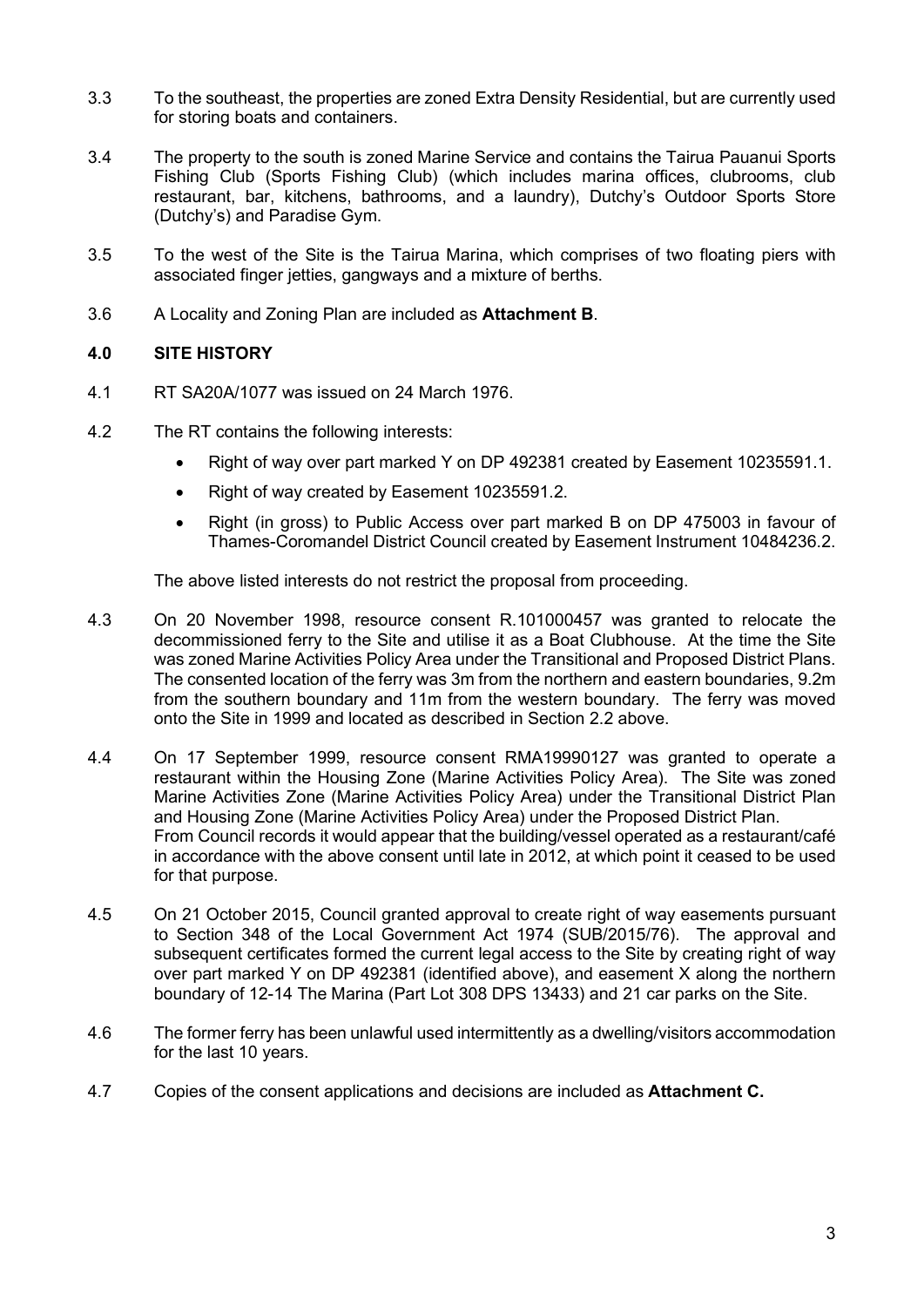3.3 To the southeast, the properties are zoned Extra Density Residential, but are currently used for storing boats and containers.

3.4 The property to the south is zoned Marine Service and contains the Tairua Pauanui Sports Fishing Club (Sports Fishing Club) (which includes marina offices, clubrooms, club restaurant, bar, kitchens, bathrooms, and a laundry), Dutchy's Outdoor Sports Store (Dutchy's) and Paradise Gym.

3.5 To the west of the Site is the Tairua Marina, which comprises of two floating piers with associated finger jetties, gangways and a mixture of berths.

3.6 A Locality and Zoning Plan are included as **Attachment B**.

## 4.0 SITE HISTORY

4.1 RT SA20A/1077 was issued on 24 March 1976.

4.2 The RT contains the following interests:

- Right of way over part marked Y on DP 492381 created by Easement 10235591.1.
- Right of way created by Easement 10235591.2.
- Right (in gross) to Public Access over part marked B on DP 475003 in favour of Thames-Coromandel District Council created by Easement Instrument 10484236.2.

The above listed interests do not restrict the proposal from proceeding.

4.3 On 20 November 1998, resource consent R.101000457 was granted to relocate the decommissioned ferry to the Site and utilise it as a Boat Clubhouse. At the time the Site was zoned Marine Activities Policy Area under the Transitional and Proposed District Plans. The consented location of the ferry was 3m from the northern and eastern boundaries, 9.2m from the southern boundary and 11m from the western boundary. The ferry was moved onto the Site in 1999 and located as described in Section 2.2 above.

4.4 On 17 September 1999, resource consent RMA19990127 was granted to operate a restaurant within the Housing Zone (Marine Activities Policy Area). The Site was zoned Marine Activities Zone (Marine Activities Policy Area) under the Transitional District Plan and Housing Zone (Marine Activities Policy Area) under the Proposed District Plan.
From Council records it would appear that the building/vessel operated as a restaurant/café in accordance with the above consent until late in 2012, at which point it ceased to be used for that purpose.

4.5 On 21 October 2015, Council granted approval to create right of way easements pursuant to Section 348 of the Local Government Act 1974 (SUB/2015/76). The approval and subsequent certificates formed the current legal access to the Site by creating right of way over part marked Y on DP 492381 (identified above), and easement X along the northern boundary of 12-14 The Marina (Part Lot 308 DPS 13433) and 21 car parks on the Site.

4.6 The former ferry has been unlawful used intermittently as a dwelling/visitors accommodation for the last 10 years.

4.7 Copies of the consent applications and decisions are included as **Attachment C.**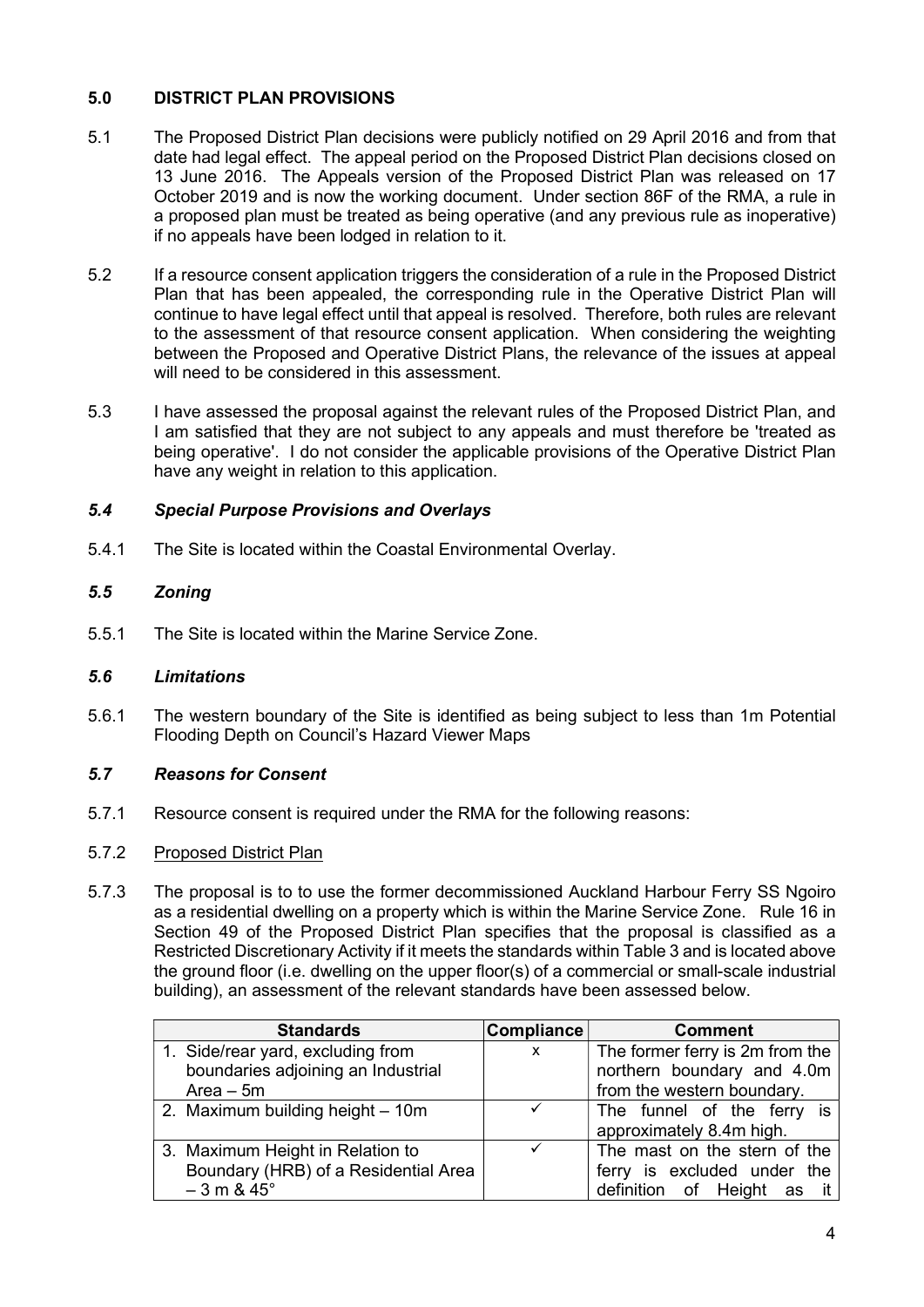## 5.0 DISTRICT PLAN PROVISIONS

5.1 The Proposed District Plan decisions were publicly notified on 29 April 2016 and from that date had legal effect. The appeal period on the Proposed District Plan decisions closed on 13 June 2016. The Appeals version of the Proposed District Plan was released on 17 October 2019 and is now the working document. Under section 86F of the RMA, a rule in a proposed plan must be treated as being operative (and any previous rule as inoperative) if no appeals have been lodged in relation to it.

5.2 If a resource consent application triggers the consideration of a rule in the Proposed District Plan that has been appealed, the corresponding rule in the Operative District Plan will continue to have legal effect until that appeal is resolved. Therefore, both rules are relevant to the assessment of that resource consent application. When considering the weighting between the Proposed and Operative District Plans, the relevance of the issues at appeal will need to be considered in this assessment.

5.3 I have assessed the proposal against the relevant rules of the Proposed District Plan, and I am satisfied that they are not subject to any appeals and must therefore be 'treated as being operative'. I do not consider the applicable provisions of the Operative District Plan have any weight in relation to this application.

### *5.4 Special Purpose Provisions and Overlays*

5.4.1 The Site is located within the Coastal Environmental Overlay.

### *5.5 Zoning*

5.5.1 The Site is located within the Marine Service Zone.

### *5.6 Limitations*

5.6.1 The western boundary of the Site is identified as being subject to less than 1m Potential Flooding Depth on Council's Hazard Viewer Maps

### *5.7 Reasons for Consent*

5.7.1 Resource consent is required under the RMA for the following reasons:

5.7.2 Proposed District Plan

5.7.3 The proposal is to to use the former decommissioned Auckland Harbour Ferry SS Ngoiro as a residential dwelling on a property which is within the Marine Service Zone. Rule 16 in Section 49 of the Proposed District Plan specifies that the proposal is classified as a Restricted Discretionary Activity if it meets the standards within Table 3 and is located above the ground floor (i.e. dwelling on the upper floor(s) of a commercial or small-scale industrial building), an assessment of the relevant standards have been assessed below.

| Standards | Compliance | Comment |
|---|---|---|
| 1. Side/rear yard, excluding from boundaries adjoining an Industrial Area – 5m | x | The former ferry is 2m from the northern boundary and 4.0m from the western boundary. |
| 2. Maximum building height – 10m | ✓ | The funnel of the ferry is approximately 8.4m high. |
| 3. Maximum Height in Relation to Boundary (HRB) of a Residential Area – 3 m & 45° | ✓ | The mast on the stern of the ferry is excluded under the definition of Height as it |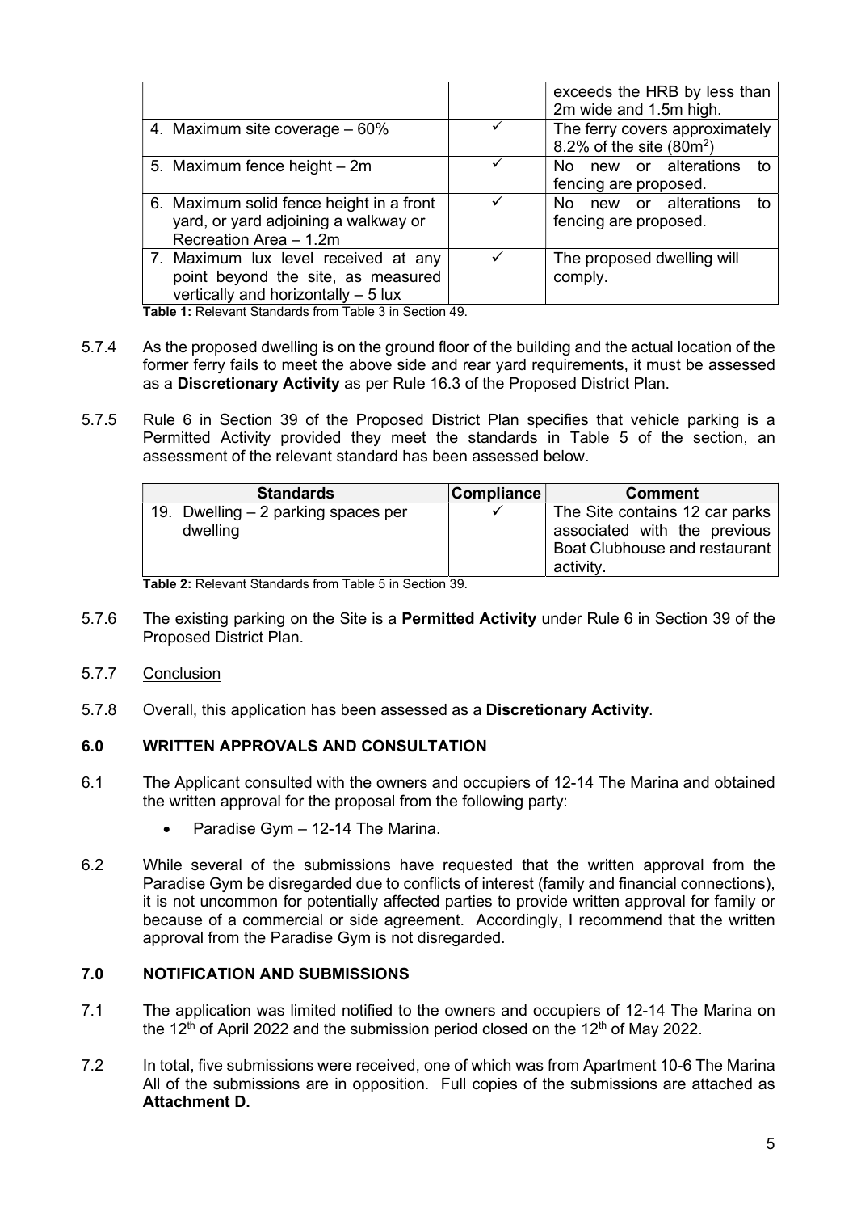| | | exceeds the HRB by less than 2m wide and 1.5m high. |
|---|---|---|
| 4. Maximum site coverage – 60% | ✓ | The ferry covers approximately 8.2% of the site ($80m^2$) |
| 5. Maximum fence height – 2m | ✓ | No new or alterations to fencing are proposed. |
| 6. Maximum solid fence height in a front yard, or yard adjoining a walkway or Recreation Area – 1.2m | ✓ | No new or alterations to fencing are proposed. |
| 7. Maximum lux level received at any point beyond the site, as measured vertically and horizontally – 5 lux | ✓ | The proposed dwelling will comply. |

**Table 1:** Relevant Standards from Table 3 in Section 49.

5.7.4 As the proposed dwelling is on the ground floor of the building and the actual location of the former ferry fails to meet the above side and rear yard requirements, it must be assessed as a **Discretionary Activity** as per Rule 16.3 of the Proposed District Plan.

5.7.5 Rule 6 in Section 39 of the Proposed District Plan specifies that vehicle parking is a Permitted Activity provided they meet the standards in Table 5 of the section, an assessment of the relevant standard has been assessed below.

| Standards | Compliance | Comment |
|---|---|---|
| 19. Dwelling – 2 parking spaces per dwelling | ✓ | The Site contains 12 car parks associated with the previous Boat Clubhouse and restaurant activity. |

**Table 2:** Relevant Standards from Table 5 in Section 39.

5.7.6 The existing parking on the Site is a **Permitted Activity** under Rule 6 in Section 39 of the Proposed District Plan.

5.7.7 Conclusion

5.7.8 Overall, this application has been assessed as a **Discretionary Activity**.

## 6.0 WRITTEN APPROVALS AND CONSULTATION

6.1 The Applicant consulted with the owners and occupiers of 12-14 The Marina and obtained the written approval for the proposal from the following party:

- Paradise Gym – 12-14 The Marina.

6.2 While several of the submissions have requested that the written approval from the Paradise Gym be disregarded due to conflicts of interest (family and financial connections), it is not uncommon for potentially affected parties to provide written approval for family or because of a commercial or side agreement. Accordingly, I recommend that the written approval from the Paradise Gym is not disregarded.

## 7.0 NOTIFICATION AND SUBMISSIONS

7.1 The application was limited notified to the owners and occupiers of 12-14 The Marina on the 12th of April 2022 and the submission period closed on the 12th of May 2022.

7.2 In total, five submissions were received, one of which was from Apartment 10-6 The Marina All of the submissions are in opposition. Full copies of the submissions are attached as **Attachment D.**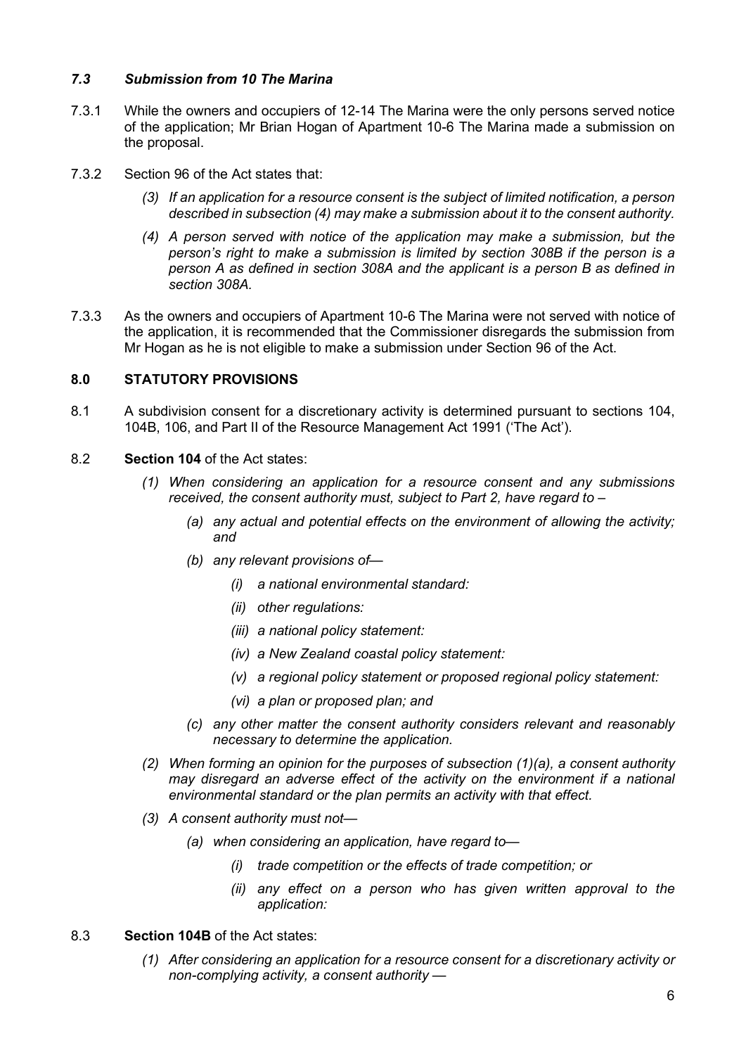### *7.3 Submission from 10 The Marina*

7.3.1 While the owners and occupiers of 12-14 The Marina were the only persons served notice of the application; Mr Brian Hogan of Apartment 10-6 The Marina made a submission on the proposal.

7.3.2 Section 96 of the Act states that:

> *(3) If an application for a resource consent is the subject of limited notification, a person described in subsection (4) may make a submission about it to the consent authority.*
>
> *(4) A person served with notice of the application may make a submission, but the person's right to make a submission is limited by section 308B if the person is a person A as defined in section 308A and the applicant is a person B as defined in section 308A.*

7.3.3 As the owners and occupiers of Apartment 10-6 The Marina were not served with notice of the application, it is recommended that the Commissioner disregards the submission from Mr Hogan as he is not eligible to make a submission under Section 96 of the Act.

## 8.0 STATUTORY PROVISIONS

8.1 A subdivision consent for a discretionary activity is determined pursuant to sections 104, 104B, 106, and Part II of the Resource Management Act 1991 ('The Act').

8.2 **Section 104** of the Act states:

> *(1) When considering an application for a resource consent and any submissions received, the consent authority must, subject to Part 2, have regard to –*
>
> > *(a) any actual and potential effects on the environment of allowing the activity; and*
> >
> > *(b) any relevant provisions of—*
> >
> > > *(i) a national environmental standard:*
> > >
> > > *(ii) other regulations:*
> > >
> > > *(iii) a national policy statement:*
> > >
> > > *(iv) a New Zealand coastal policy statement:*
> > >
> > > *(v) a regional policy statement or proposed regional policy statement:*
> > >
> > > *(vi) a plan or proposed plan; and*
> >
> > *(c) any other matter the consent authority considers relevant and reasonably necessary to determine the application.*
>
> *(2) When forming an opinion for the purposes of subsection (1)(a), a consent authority may disregard an adverse effect of the activity on the environment if a national environmental standard or the plan permits an activity with that effect.*
>
> *(3) A consent authority must not—*
>
> > *(a) when considering an application, have regard to—*
> >
> > > *(i) trade competition or the effects of trade competition; or*
> > >
> > > *(ii) any effect on a person who has given written approval to the application:*

8.3 **Section 104B** of the Act states:

> *(1) After considering an application for a resource consent for a discretionary activity or non-complying activity, a consent authority —*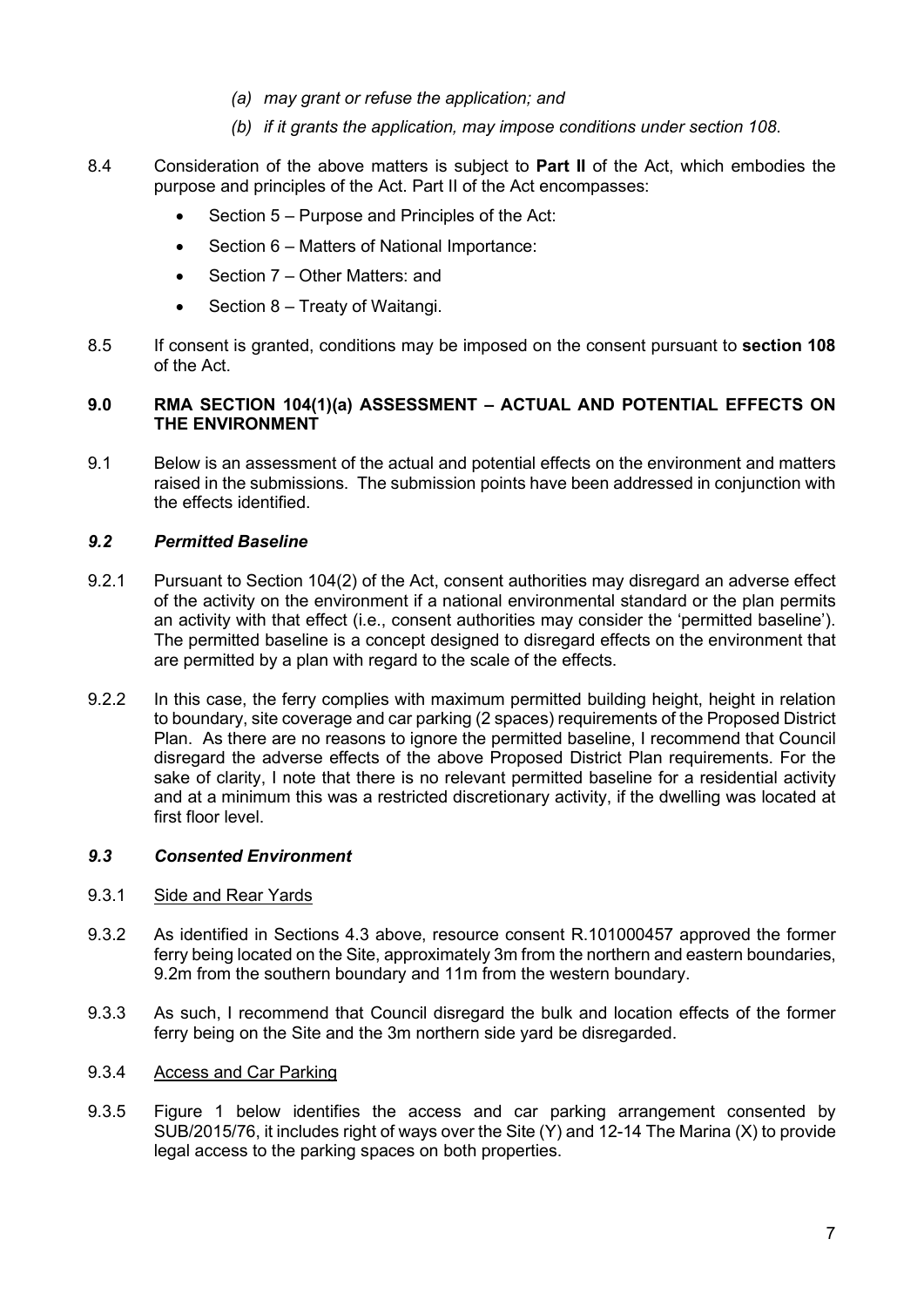*(a) may grant or refuse the application; and*

*(b) if it grants the application, may impose conditions under section 108.*

8.4 Consideration of the above matters is subject to **Part II** of the Act, which embodies the purpose and principles of the Act. Part II of the Act encompasses:

- Section 5 – Purpose and Principles of the Act:
- Section 6 – Matters of National Importance:
- Section 7 – Other Matters: and
- Section 8 – Treaty of Waitangi.

8.5 If consent is granted, conditions may be imposed on the consent pursuant to **section 108** of the Act.

## 9.0 RMA SECTION 104(1)(a) ASSESSMENT – ACTUAL AND POTENTIAL EFFECTS ON THE ENVIRONMENT

9.1 Below is an assessment of the actual and potential effects on the environment and matters raised in the submissions. The submission points have been addressed in conjunction with the effects identified.

### *9.2 Permitted Baseline*

9.2.1 Pursuant to Section 104(2) of the Act, consent authorities may disregard an adverse effect of the activity on the environment if a national environmental standard or the plan permits an activity with that effect (i.e., consent authorities may consider the 'permitted baseline'). The permitted baseline is a concept designed to disregard effects on the environment that are permitted by a plan with regard to the scale of the effects.

9.2.2 In this case, the ferry complies with maximum permitted building height, height in relation to boundary, site coverage and car parking (2 spaces) requirements of the Proposed District Plan. As there are no reasons to ignore the permitted baseline, I recommend that Council disregard the adverse effects of the above Proposed District Plan requirements. For the sake of clarity, I note that there is no relevant permitted baseline for a residential activity and at a minimum this was a restricted discretionary activity, if the dwelling was located at first floor level.

### *9.3 Consented Environment*

9.3.1 Side and Rear Yards

9.3.2 As identified in Sections 4.3 above, resource consent R.101000457 approved the former ferry being located on the Site, approximately 3m from the northern and eastern boundaries, 9.2m from the southern boundary and 11m from the western boundary.

9.3.3 As such, I recommend that Council disregard the bulk and location effects of the former ferry being on the Site and the 3m northern side yard be disregarded.

9.3.4 Access and Car Parking

9.3.5 Figure 1 below identifies the access and car parking arrangement consented by SUB/2015/76, it includes right of ways over the Site (Y) and 12-14 The Marina (X) to provide legal access to the parking spaces on both properties.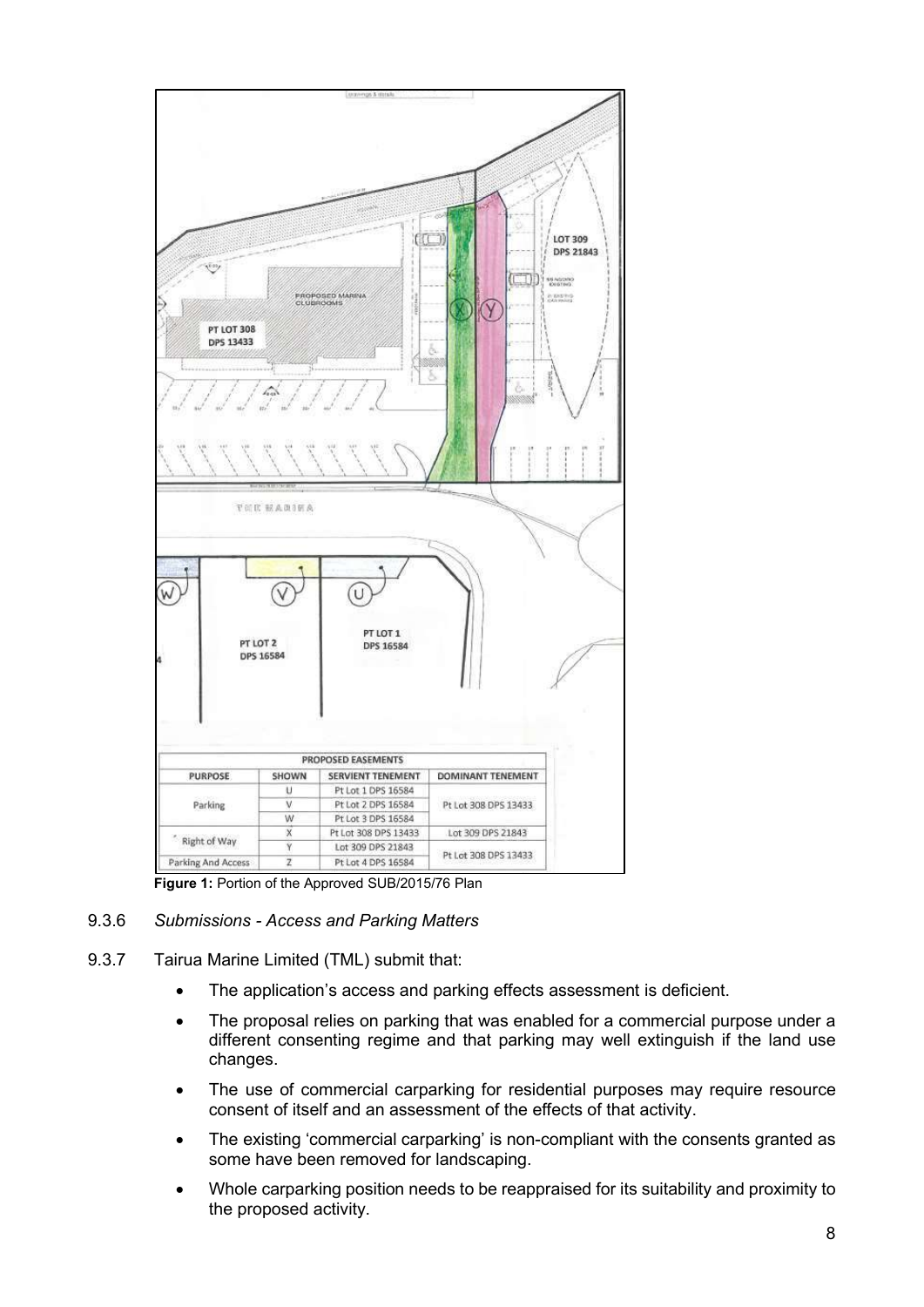| PROPOSED EASEMENTS | | | |
|---|---|---|---|
| PURPOSE | SHOWN | SERVIENT TENEMENT | DOMINANT TENEMENT |
| Parking | U | Pt Lot 1 DPS 16584 | Pt Lot 308 DPS 13433 |
| | V | Pt Lot 2 DPS 16584 | |
| | W | Pt Lot 3 DPS 16584 | |
| Right of Way | X | Pt Lot 308 DPS 13433 | Lot 309 DPS 21843 |
| | Y | Lot 309 DPS 21843 | Pt Lot 308 DPS 13433 |
| Parking And Access | Z | Pt Lot 4 DPS 16584 | |

**Figure 1:** Portion of the Approved SUB/2015/76 Plan

9.3.6 *Submissions - Access and Parking Matters*

9.3.7 Tairua Marine Limited (TML) submit that:

- The application's access and parking effects assessment is deficient.
- The proposal relies on parking that was enabled for a commercial purpose under a different consenting regime and that parking may well extinguish if the land use changes.
- The use of commercial carparking for residential purposes may require resource consent of itself and an assessment of the effects of that activity.
- The existing 'commercial carparking' is non-compliant with the consents granted as some have been removed for landscaping.
- Whole carparking position needs to be reappraised for its suitability and proximity to the proposed activity.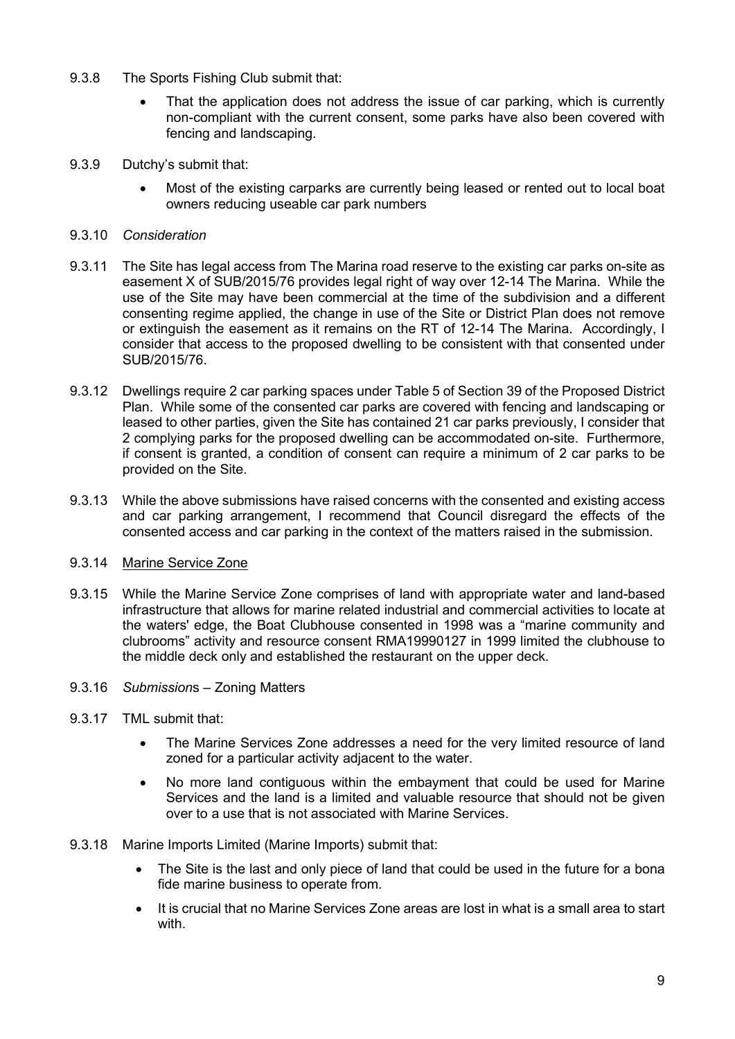9.3.8 The Sports Fishing Club submit that:

- That the application does not address the issue of car parking, which is currently non-compliant with the current consent, some parks have also been covered with fencing and landscaping.

9.3.9 Dutchy's submit that:

- Most of the existing carparks are currently being leased or rented out to local boat owners reducing useable car park numbers

9.3.10 *Consideration*

9.3.11 The Site has legal access from The Marina road reserve to the existing car parks on-site as easement X of SUB/2015/76 provides legal right of way over 12-14 The Marina. While the use of the Site may have been commercial at the time of the subdivision and a different consenting regime applied, the change in use of the Site or District Plan does not remove or extinguish the easement as it remains on the RT of 12-14 The Marina. Accordingly, I consider that access to the proposed dwelling to be consistent with that consented under SUB/2015/76.

9.3.12 Dwellings require 2 car parking spaces under Table 5 of Section 39 of the Proposed District Plan. While some of the consented car parks are covered with fencing and landscaping or leased to other parties, given the Site has contained 21 car parks previously, I consider that 2 complying parks for the proposed dwelling can be accommodated on-site. Furthermore, if consent is granted, a condition of consent can require a minimum of 2 car parks to be provided on the Site.

9.3.13 While the above submissions have raised concerns with the consented and existing access and car parking arrangement, I recommend that Council disregard the effects of the consented access and car parking in the context of the matters raised in the submission.

9.3.14 <u>Marine Service Zone</u>

9.3.15 While the Marine Service Zone comprises of land with appropriate water and land-based infrastructure that allows for marine related industrial and commercial activities to locate at the waters' edge, the Boat Clubhouse consented in 1998 was a "marine community and clubrooms" activity and resource consent RMA19990127 in 1999 limited the clubhouse to the middle deck only and established the restaurant on the upper deck.

9.3.16 *Submissions* – Zoning Matters

9.3.17 TML submit that:

- The Marine Services Zone addresses a need for the very limited resource of land zoned for a particular activity adjacent to the water.
- No more land contiguous within the embayment that could be used for Marine Services and the land is a limited and valuable resource that should not be given over to a use that is not associated with Marine Services.

9.3.18 Marine Imports Limited (Marine Imports) submit that:

- The Site is the last and only piece of land that could be used in the future for a bona fide marine business to operate from.
- It is crucial that no Marine Services Zone areas are lost in what is a small area to start with.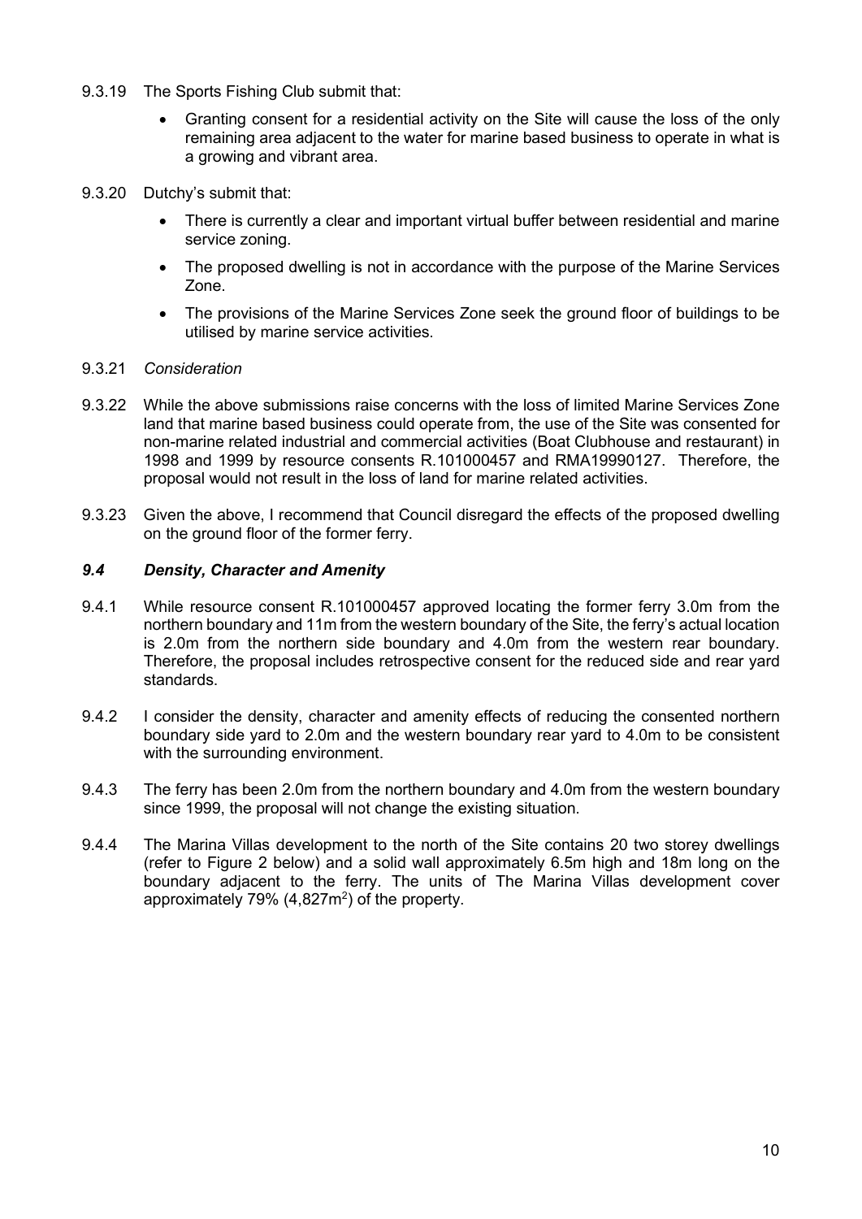9.3.19 The Sports Fishing Club submit that:

- Granting consent for a residential activity on the Site will cause the loss of the only remaining area adjacent to the water for marine based business to operate in what is a growing and vibrant area.

9.3.20 Dutchy's submit that:

- There is currently a clear and important virtual buffer between residential and marine service zoning.
- The proposed dwelling is not in accordance with the purpose of the Marine Services Zone.
- The provisions of the Marine Services Zone seek the ground floor of buildings to be utilised by marine service activities.

9.3.21 *Consideration*

9.3.22 While the above submissions raise concerns with the loss of limited Marine Services Zone land that marine based business could operate from, the use of the Site was consented for non-marine related industrial and commercial activities (Boat Clubhouse and restaurant) in 1998 and 1999 by resource consents R.101000457 and RMA19990127. Therefore, the proposal would not result in the loss of land for marine related activities.

9.3.23 Given the above, I recommend that Council disregard the effects of the proposed dwelling on the ground floor of the former ferry.

### *9.4 Density, Character and Amenity*

9.4.1 While resource consent R.101000457 approved locating the former ferry 3.0m from the northern boundary and 11m from the western boundary of the Site, the ferry's actual location is 2.0m from the northern side boundary and 4.0m from the western rear boundary. Therefore, the proposal includes retrospective consent for the reduced side and rear yard standards.

9.4.2 I consider the density, character and amenity effects of reducing the consented northern boundary side yard to 2.0m and the western boundary rear yard to 4.0m to be consistent with the surrounding environment.

9.4.3 The ferry has been 2.0m from the northern boundary and 4.0m from the western boundary since 1999, the proposal will not change the existing situation.

9.4.4 The Marina Villas development to the north of the Site contains 20 two storey dwellings (refer to Figure 2 below) and a solid wall approximately 6.5m high and 18m long on the boundary adjacent to the ferry. The units of The Marina Villas development cover approximately 79% (4,827m$^2$) of the property.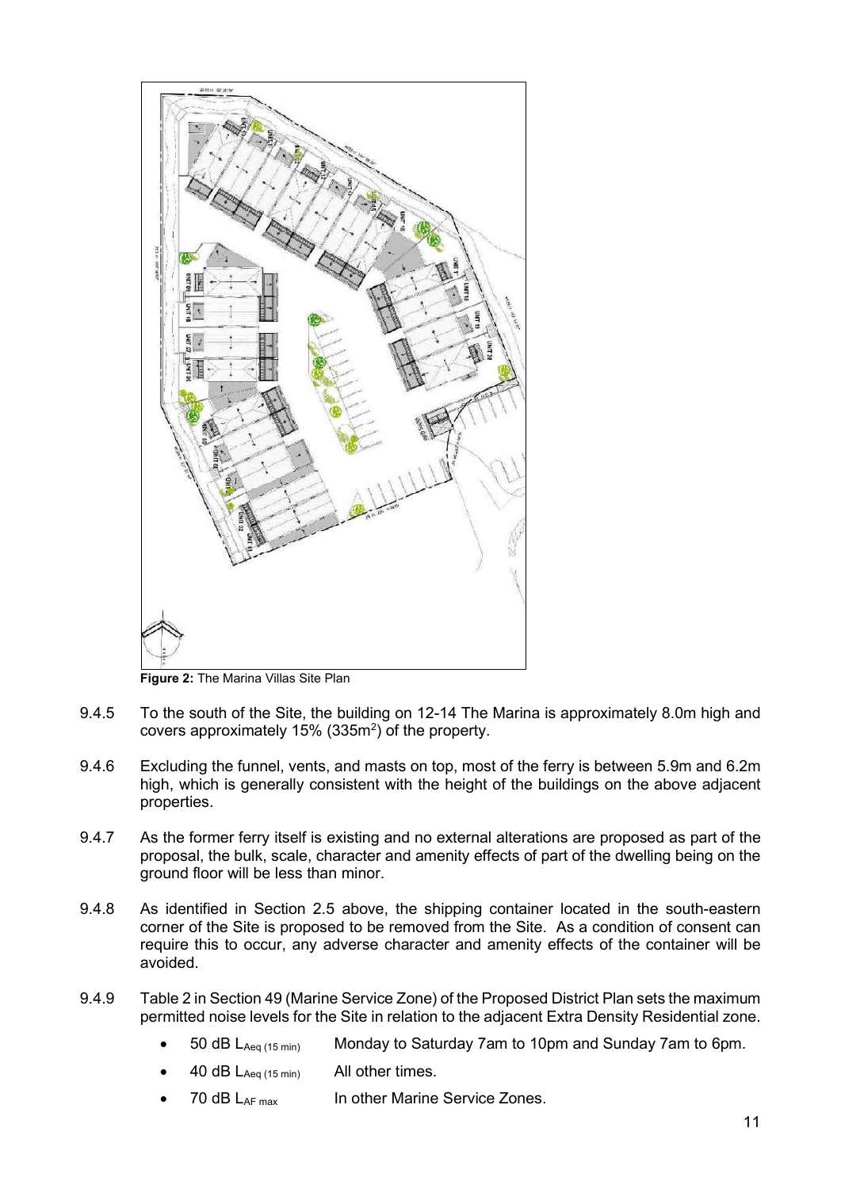**Figure 2:** The Marina Villas Site Plan

9.4.5 To the south of the Site, the building on 12-14 The Marina is approximately 8.0m high and covers approximately 15% (335m$^2$) of the property.

9.4.6 Excluding the funnel, vents, and masts on top, most of the ferry is between 5.9m and 6.2m high, which is generally consistent with the height of the buildings on the above adjacent properties.

9.4.7 As the former ferry itself is existing and no external alterations are proposed as part of the proposal, the bulk, scale, character and amenity effects of part of the dwelling being on the ground floor will be less than minor.

9.4.8 As identified in Section 2.5 above, the shipping container located in the south-eastern corner of the Site is proposed to be removed from the Site. As a condition of consent can require this to occur, any adverse character and amenity effects of the container will be avoided.

9.4.9 Table 2 in Section 49 (Marine Service Zone) of the Proposed District Plan sets the maximum permitted noise levels for the Site in relation to the adjacent Extra Density Residential zone.

- 50 dB $L_{Aeq\ (15\ min)}$ Monday to Saturday 7am to 10pm and Sunday 7am to 6pm.
- 40 dB $L_{Aeq\ (15\ min)}$ All other times.
- 70 dB $L_{AF\ max}$ In other Marine Service Zones.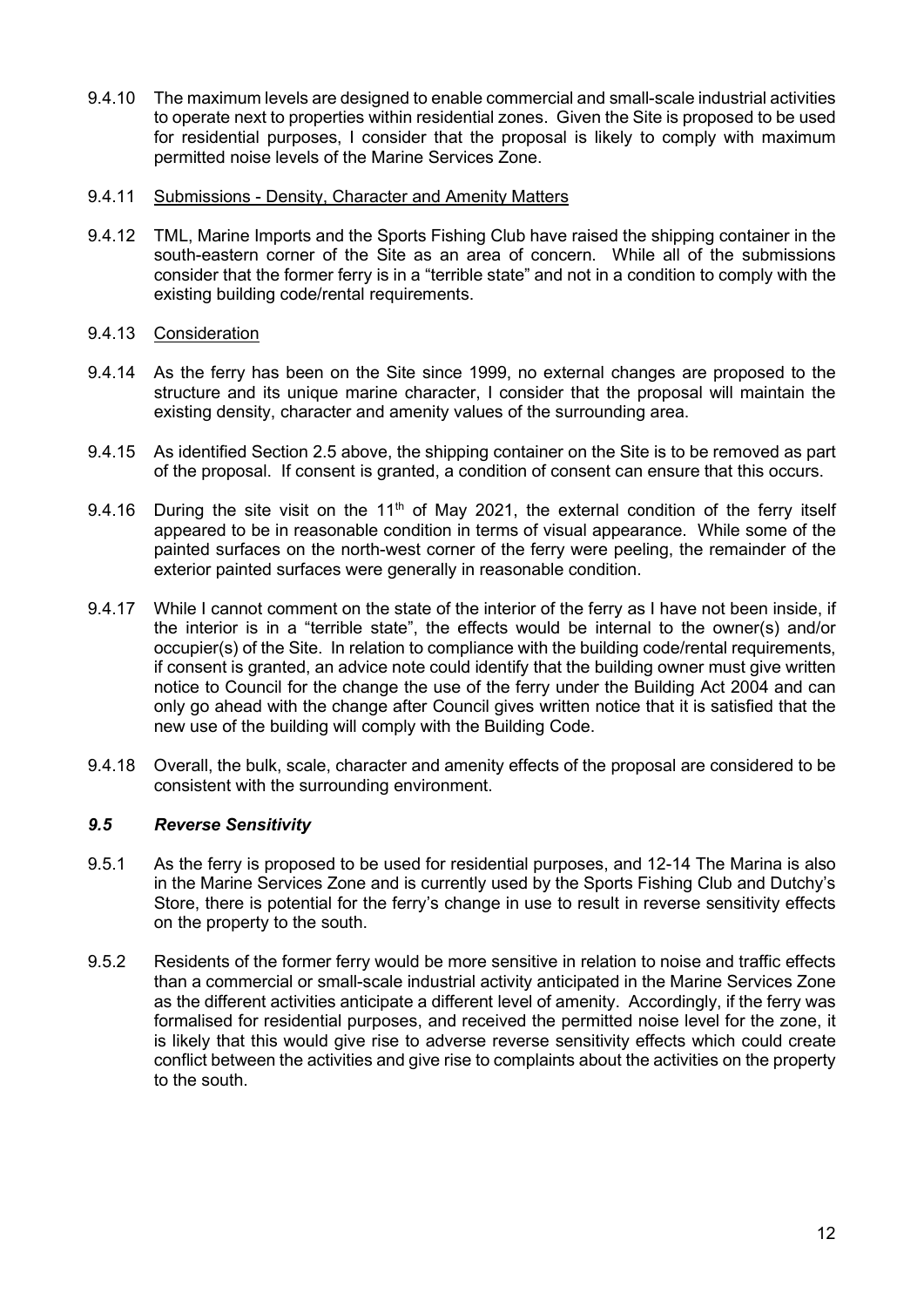9.4.10 The maximum levels are designed to enable commercial and small-scale industrial activities to operate next to properties within residential zones. Given the Site is proposed to be used for residential purposes, I consider that the proposal is likely to comply with maximum permitted noise levels of the Marine Services Zone.

9.4.11 <u>Submissions - Density, Character and Amenity Matters</u>

9.4.12 TML, Marine Imports and the Sports Fishing Club have raised the shipping container in the south-eastern corner of the Site as an area of concern. While all of the submissions consider that the former ferry is in a "terrible state" and not in a condition to comply with the existing building code/rental requirements.

9.4.13 <u>Consideration</u>

9.4.14 As the ferry has been on the Site since 1999, no external changes are proposed to the structure and its unique marine character, I consider that the proposal will maintain the existing density, character and amenity values of the surrounding area.

9.4.15 As identified Section 2.5 above, the shipping container on the Site is to be removed as part of the proposal. If consent is granted, a condition of consent can ensure that this occurs.

9.4.16 During the site visit on the 11th of May 2021, the external condition of the ferry itself appeared to be in reasonable condition in terms of visual appearance. While some of the painted surfaces on the north-west corner of the ferry were peeling, the remainder of the exterior painted surfaces were generally in reasonable condition.

9.4.17 While I cannot comment on the state of the interior of the ferry as I have not been inside, if the interior is in a "terrible state", the effects would be internal to the owner(s) and/or occupier(s) of the Site. In relation to compliance with the building code/rental requirements, if consent is granted, an advice note could identify that the building owner must give written notice to Council for the change the use of the ferry under the Building Act 2004 and can only go ahead with the change after Council gives written notice that it is satisfied that the new use of the building will comply with the Building Code.

9.4.18 Overall, the bulk, scale, character and amenity effects of the proposal are considered to be consistent with the surrounding environment.

### *9.5 Reverse Sensitivity*

9.5.1 As the ferry is proposed to be used for residential purposes, and 12-14 The Marina is also in the Marine Services Zone and is currently used by the Sports Fishing Club and Dutchy's Store, there is potential for the ferry's change in use to result in reverse sensitivity effects on the property to the south.

9.5.2 Residents of the former ferry would be more sensitive in relation to noise and traffic effects than a commercial or small-scale industrial activity anticipated in the Marine Services Zone as the different activities anticipate a different level of amenity. Accordingly, if the ferry was formalised for residential purposes, and received the permitted noise level for the zone, it is likely that this would give rise to adverse reverse sensitivity effects which could create conflict between the activities and give rise to complaints about the activities on the property to the south.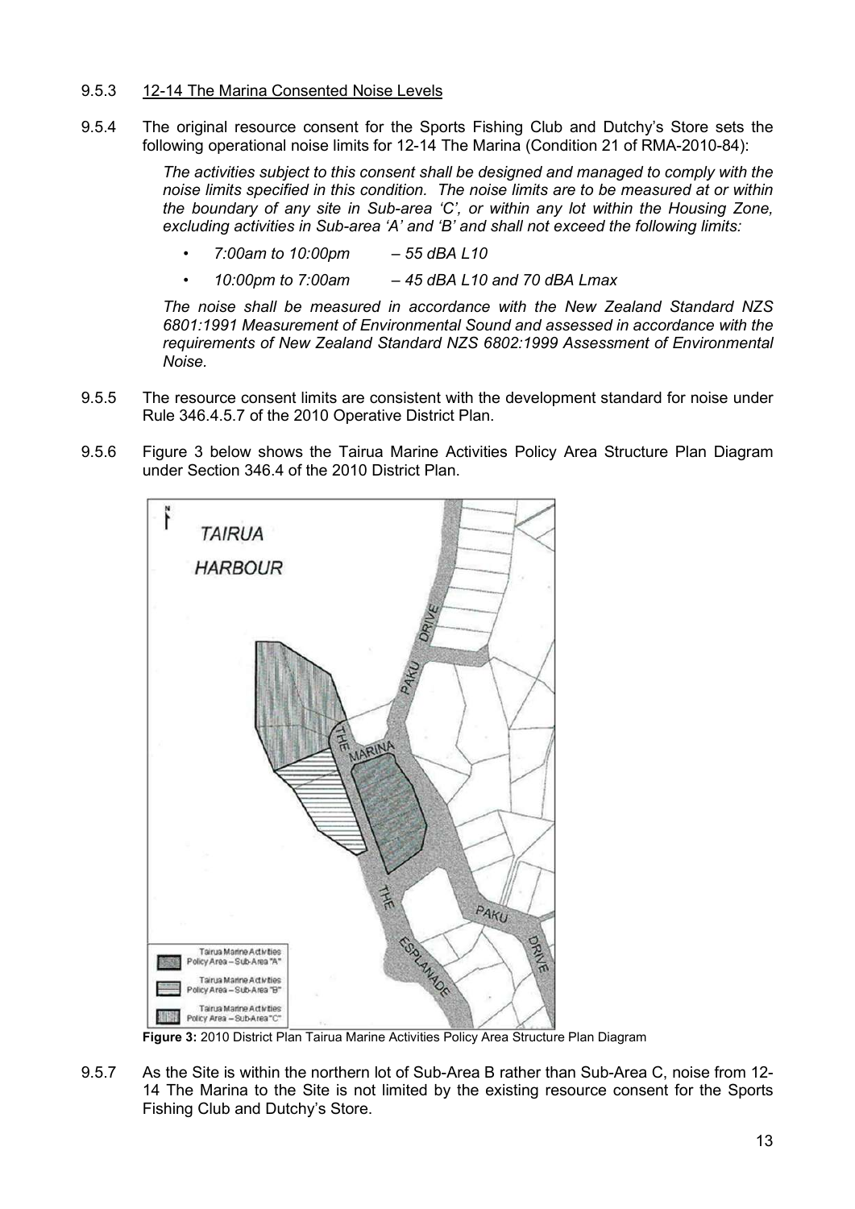9.5.3 12-14 The Marina Consented Noise Levels

9.5.4 The original resource consent for the Sports Fishing Club and Dutchy's Store sets the following operational noise limits for 12-14 The Marina (Condition 21 of RMA-2010-84):

> *The activities subject to this consent shall be designed and managed to comply with the noise limits specified in this condition. The noise limits are to be measured at or within the boundary of any site in Sub-area 'C', or within any lot within the Housing Zone, excluding activities in Sub-area 'A' and 'B' and shall not exceed the following limits:*
>
> - *7:00am to 10:00pm – 55 dBA L10*
> - *10:00pm to 7:00am – 45 dBA L10 and 70 dBA Lmax*
>
> *The noise shall be measured in accordance with the New Zealand Standard NZS 6801:1991 Measurement of Environmental Sound and assessed in accordance with the requirements of New Zealand Standard NZS 6802:1999 Assessment of Environmental Noise.*

9.5.5 The resource consent limits are consistent with the development standard for noise under Rule 346.4.5.7 of the 2010 Operative District Plan.

9.5.6 Figure 3 below shows the Tairua Marine Activities Policy Area Structure Plan Diagram under Section 346.4 of the 2010 District Plan.

**Figure 3:** 2010 District Plan Tairua Marine Activities Policy Area Structure Plan Diagram

9.5.7 As the Site is within the northern lot of Sub-Area B rather than Sub-Area C, noise from 12-14 The Marina to the Site is not limited by the existing resource consent for the Sports Fishing Club and Dutchy's Store.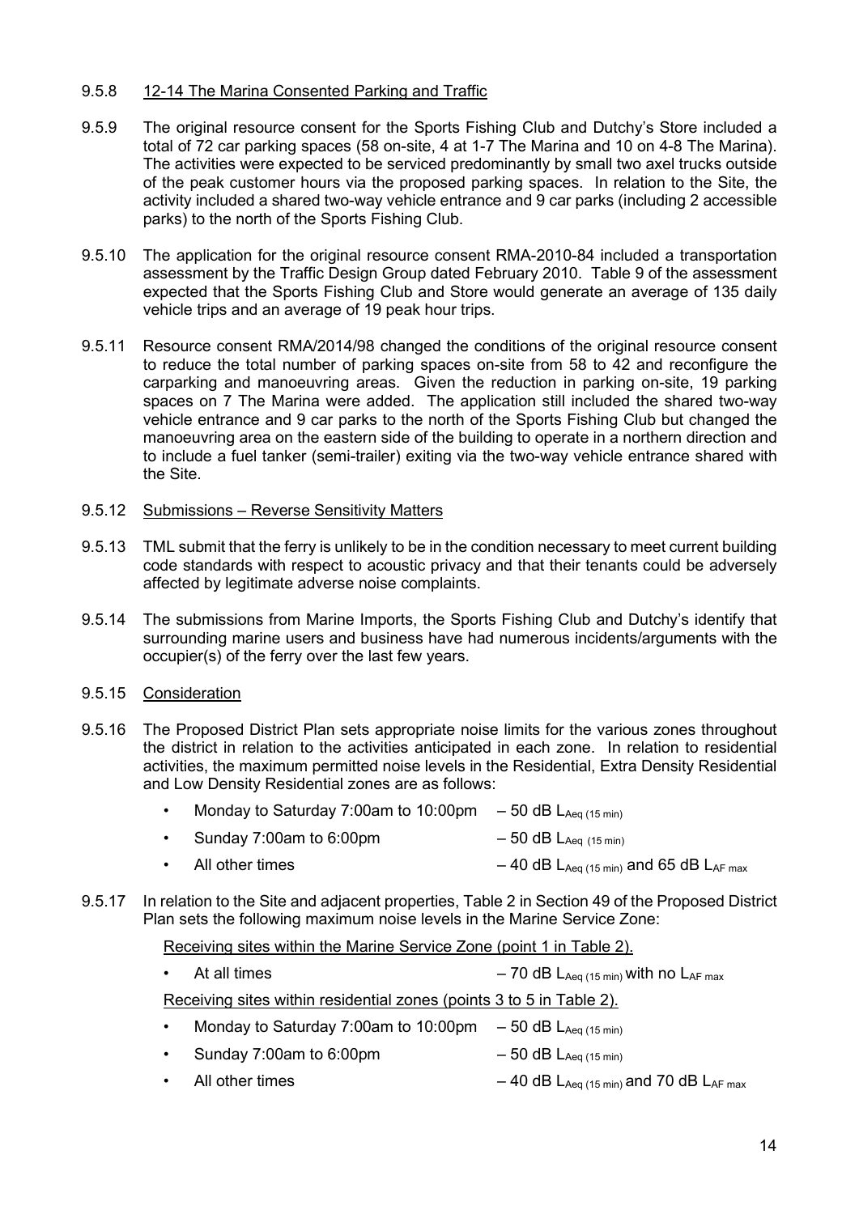9.5.8 12-14 The Marina Consented Parking and Traffic

9.5.9 The original resource consent for the Sports Fishing Club and Dutchy's Store included a total of 72 car parking spaces (58 on-site, 4 at 1-7 The Marina and 10 on 4-8 The Marina). The activities were expected to be serviced predominantly by small two axel trucks outside of the peak customer hours via the proposed parking spaces. In relation to the Site, the activity included a shared two-way vehicle entrance and 9 car parks (including 2 accessible parks) to the north of the Sports Fishing Club.

9.5.10 The application for the original resource consent RMA-2010-84 included a transportation assessment by the Traffic Design Group dated February 2010. Table 9 of the assessment expected that the Sports Fishing Club and Store would generate an average of 135 daily vehicle trips and an average of 19 peak hour trips.

9.5.11 Resource consent RMA/2014/98 changed the conditions of the original resource consent to reduce the total number of parking spaces on-site from 58 to 42 and reconfigure the carparking and manoeuvring areas. Given the reduction in parking on-site, 19 parking spaces on 7 The Marina were added. The application still included the shared two-way vehicle entrance and 9 car parks to the north of the Sports Fishing Club but changed the manoeuvring area on the eastern side of the building to operate in a northern direction and to include a fuel tanker (semi-trailer) exiting via the two-way vehicle entrance shared with the Site.

9.5.12 Submissions – Reverse Sensitivity Matters

9.5.13 TML submit that the ferry is unlikely to be in the condition necessary to meet current building code standards with respect to acoustic privacy and that their tenants could be adversely affected by legitimate adverse noise complaints.

9.5.14 The submissions from Marine Imports, the Sports Fishing Club and Dutchy's identify that surrounding marine users and business have had numerous incidents/arguments with the occupier(s) of the ferry over the last few years.

9.5.15 Consideration

9.5.16 The Proposed District Plan sets appropriate noise limits for the various zones throughout the district in relation to the activities anticipated in each zone. In relation to residential activities, the maximum permitted noise levels in the Residential, Extra Density Residential and Low Density Residential zones are as follows:

- Monday to Saturday 7:00am to 10:00pm – 50 dB $L_{Aeq\,(15\,min)}$
- Sunday 7:00am to 6:00pm – 50 dB $L_{Aeq\,(15\,min)}$
- All other times – 40 dB $L_{Aeq\,(15\,min)}$ and 65 dB $L_{AF\,max}$

9.5.17 In relation to the Site and adjacent properties, Table 2 in Section 49 of the Proposed District Plan sets the following maximum noise levels in the Marine Service Zone:

Receiving sites within the Marine Service Zone (point 1 in Table 2).

- At all times – 70 dB $L_{Aeq\,(15\,min)}$ with no $L_{AF\,max}$

Receiving sites within residential zones (points 3 to 5 in Table 2).

- Monday to Saturday 7:00am to 10:00pm – 50 dB $L_{Aeq\,(15\,min)}$
- Sunday 7:00am to 6:00pm – 50 dB $L_{Aeq\,(15\,min)}$
- All other times – 40 dB $L_{Aeq\,(15\,min)}$ and 70 dB $L_{AF\,max}$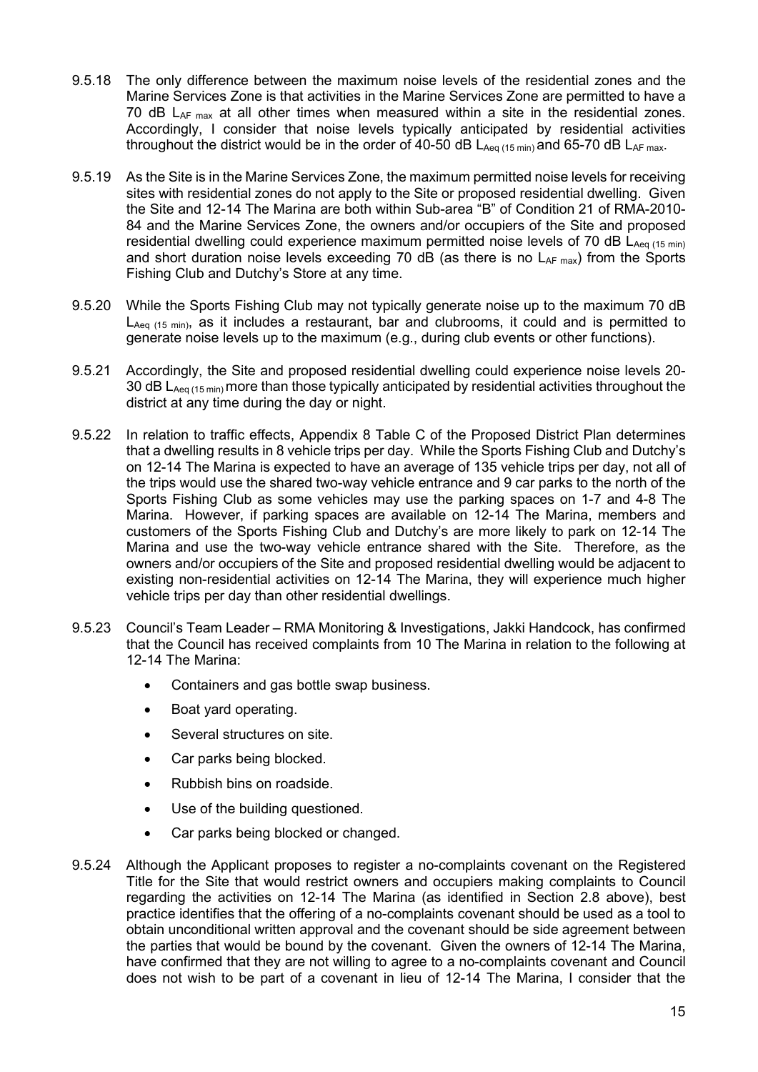9.5.18 The only difference between the maximum noise levels of the residential zones and the Marine Services Zone is that activities in the Marine Services Zone are permitted to have a 70 dB $L_{AF\ max}$ at all other times when measured within a site in the residential zones. Accordingly, I consider that noise levels typically anticipated by residential activities throughout the district would be in the order of 40-50 dB $L_{Aeq\ (15\ min)}$ and 65-70 dB $L_{AF\ max}$.

9.5.19 As the Site is in the Marine Services Zone, the maximum permitted noise levels for receiving sites with residential zones do not apply to the Site or proposed residential dwelling. Given the Site and 12-14 The Marina are both within Sub-area "B" of Condition 21 of RMA-2010-84 and the Marine Services Zone, the owners and/or occupiers of the Site and proposed residential dwelling could experience maximum permitted noise levels of 70 dB $L_{Aeq\ (15\ min)}$ and short duration noise levels exceeding 70 dB (as there is no $L_{AF\ max}$) from the Sports Fishing Club and Dutchy's Store at any time.

9.5.20 While the Sports Fishing Club may not typically generate noise up to the maximum 70 dB $L_{Aeq\ (15\ min)}$, as it includes a restaurant, bar and clubrooms, it could and is permitted to generate noise levels up to the maximum (e.g., during club events or other functions).

9.5.21 Accordingly, the Site and proposed residential dwelling could experience noise levels 20-30 dB $L_{Aeq\ (15\ min)}$ more than those typically anticipated by residential activities throughout the district at any time during the day or night.

9.5.22 In relation to traffic effects, Appendix 8 Table C of the Proposed District Plan determines that a dwelling results in 8 vehicle trips per day. While the Sports Fishing Club and Dutchy's on 12-14 The Marina is expected to have an average of 135 vehicle trips per day, not all of the trips would use the shared two-way vehicle entrance and 9 car parks to the north of the Sports Fishing Club as some vehicles may use the parking spaces on 1-7 and 4-8 The Marina. However, if parking spaces are available on 12-14 The Marina, members and customers of the Sports Fishing Club and Dutchy's are more likely to park on 12-14 The Marina and use the two-way vehicle entrance shared with the Site. Therefore, as the owners and/or occupiers of the Site and proposed residential dwelling would be adjacent to existing non-residential activities on 12-14 The Marina, they will experience much higher vehicle trips per day than other residential dwellings.

9.5.23 Council's Team Leader – RMA Monitoring & Investigations, Jakki Handcock, has confirmed that the Council has received complaints from 10 The Marina in relation to the following at 12-14 The Marina:

- Containers and gas bottle swap business.
- Boat yard operating.
- Several structures on site.
- Car parks being blocked.
- Rubbish bins on roadside.
- Use of the building questioned.
- Car parks being blocked or changed.

9.5.24 Although the Applicant proposes to register a no-complaints covenant on the Registered Title for the Site that would restrict owners and occupiers making complaints to Council regarding the activities on 12-14 The Marina (as identified in Section 2.8 above), best practice identifies that the offering of a no-complaints covenant should be used as a tool to obtain unconditional written approval and the covenant should be side agreement between the parties that would be bound by the covenant. Given the owners of 12-14 The Marina, have confirmed that they are not willing to agree to a no-complaints covenant and Council does not wish to be part of a covenant in lieu of 12-14 The Marina, I consider that the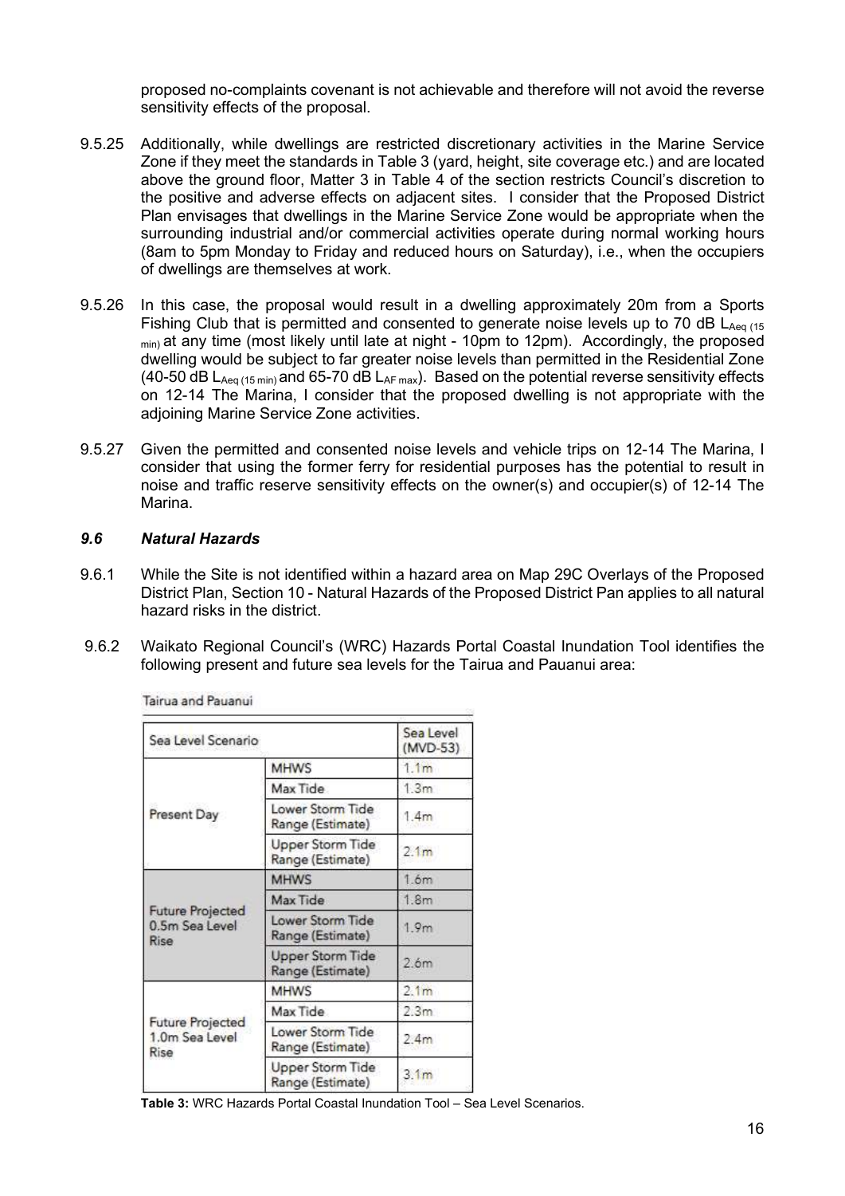proposed no-complaints covenant is not achievable and therefore will not avoid the reverse sensitivity effects of the proposal.

9.5.25 Additionally, while dwellings are restricted discretionary activities in the Marine Service Zone if they meet the standards in Table 3 (yard, height, site coverage etc.) and are located above the ground floor, Matter 3 in Table 4 of the section restricts Council's discretion to the positive and adverse effects on adjacent sites. I consider that the Proposed District Plan envisages that dwellings in the Marine Service Zone would be appropriate when the surrounding industrial and/or commercial activities operate during normal working hours (8am to 5pm Monday to Friday and reduced hours on Saturday), i.e., when the occupiers of dwellings are themselves at work.

9.5.26 In this case, the proposal would result in a dwelling approximately 20m from a Sports Fishing Club that is permitted and consented to generate noise levels up to 70 dB $L_{Aeq\ (15\ min)}$ at any time (most likely until late at night - 10pm to 12pm). Accordingly, the proposed dwelling would be subject to far greater noise levels than permitted in the Residential Zone (40-50 dB $L_{Aeq\ (15\ min)}$ and 65-70 dB $L_{AF\ max}$). Based on the potential reverse sensitivity effects on 12-14 The Marina, I consider that the proposed dwelling is not appropriate with the adjoining Marine Service Zone activities.

9.5.27 Given the permitted and consented noise levels and vehicle trips on 12-14 The Marina, I consider that using the former ferry for residential purposes has the potential to result in noise and traffic reserve sensitivity effects on the owner(s) and occupier(s) of 12-14 The Marina.

### *9.6 Natural Hazards*

9.6.1 While the Site is not identified within a hazard area on Map 29C Overlays of the Proposed District Plan, Section 10 - Natural Hazards of the Proposed District Pan applies to all natural hazard risks in the district.

9.6.2 Waikato Regional Council's (WRC) Hazards Portal Coastal Inundation Tool identifies the following present and future sea levels for the Tairua and Pauanui area:

Tairua and Pauanui

| Sea Level Scenario | | Sea Level (MVD-53) |
|---|---|---|
| Present Day | MHWS | 1.1m |
| | Max Tide | 1.3m |
| | Lower Storm Tide Range (Estimate) | 1.4m |
| | Upper Storm Tide Range (Estimate) | 2.1m |
| Future Projected 0.5m Sea Level Rise | MHWS | 1.6m |
| | Max Tide | 1.8m |
| | Lower Storm Tide Range (Estimate) | 1.9m |
| | Upper Storm Tide Range (Estimate) | 2.6m |
| Future Projected 1.0m Sea Level Rise | MHWS | 2.1m |
| | Max Tide | 2.3m |
| | Lower Storm Tide Range (Estimate) | 2.4m |
| | Upper Storm Tide Range (Estimate) | 3.1m |

**Table 3:** WRC Hazards Portal Coastal Inundation Tool – Sea Level Scenarios.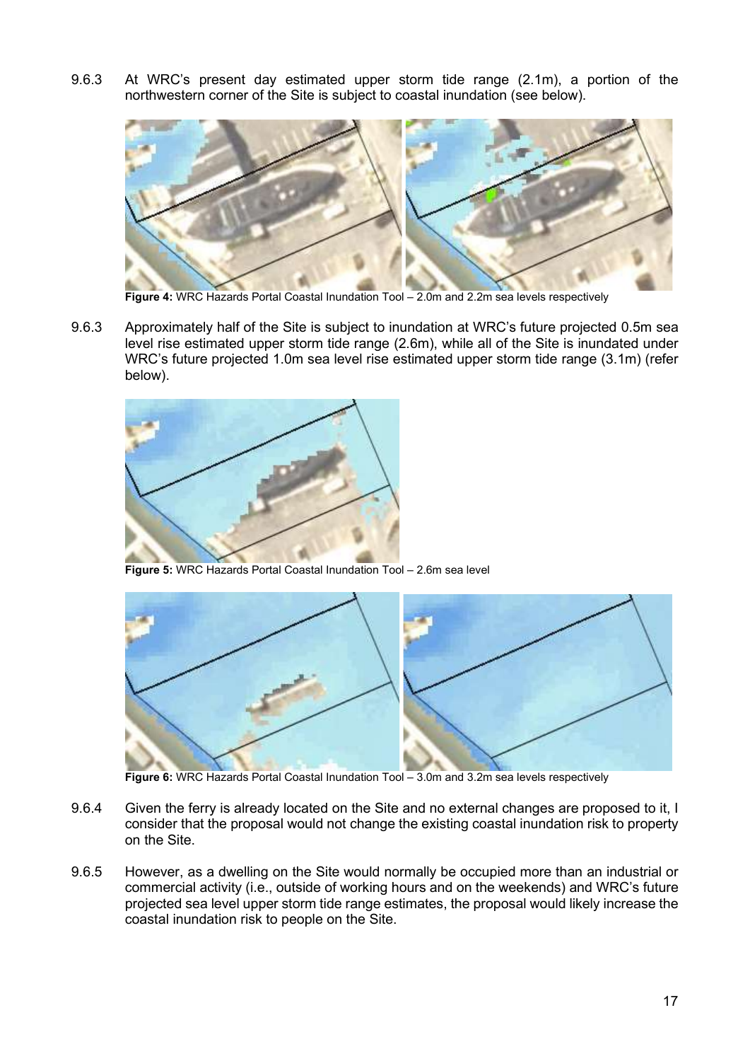9.6.3 At WRC's present day estimated upper storm tide range (2.1m), a portion of the northwestern corner of the Site is subject to coastal inundation (see below).

**Figure 4:** WRC Hazards Portal Coastal Inundation Tool – 2.0m and 2.2m sea levels respectively

9.6.3 Approximately half of the Site is subject to inundation at WRC's future projected 0.5m sea level rise estimated upper storm tide range (2.6m), while all of the Site is inundated under WRC's future projected 1.0m sea level rise estimated upper storm tide range (3.1m) (refer below).

**Figure 5:** WRC Hazards Portal Coastal Inundation Tool – 2.6m sea level

**Figure 6:** WRC Hazards Portal Coastal Inundation Tool – 3.0m and 3.2m sea levels respectively

9.6.4 Given the ferry is already located on the Site and no external changes are proposed to it, I consider that the proposal would not change the existing coastal inundation risk to property on the Site.

9.6.5 However, as a dwelling on the Site would normally be occupied more than an industrial or commercial activity (i.e., outside of working hours and on the weekends) and WRC's future projected sea level upper storm tide range estimates, the proposal would likely increase the coastal inundation risk to people on the Site.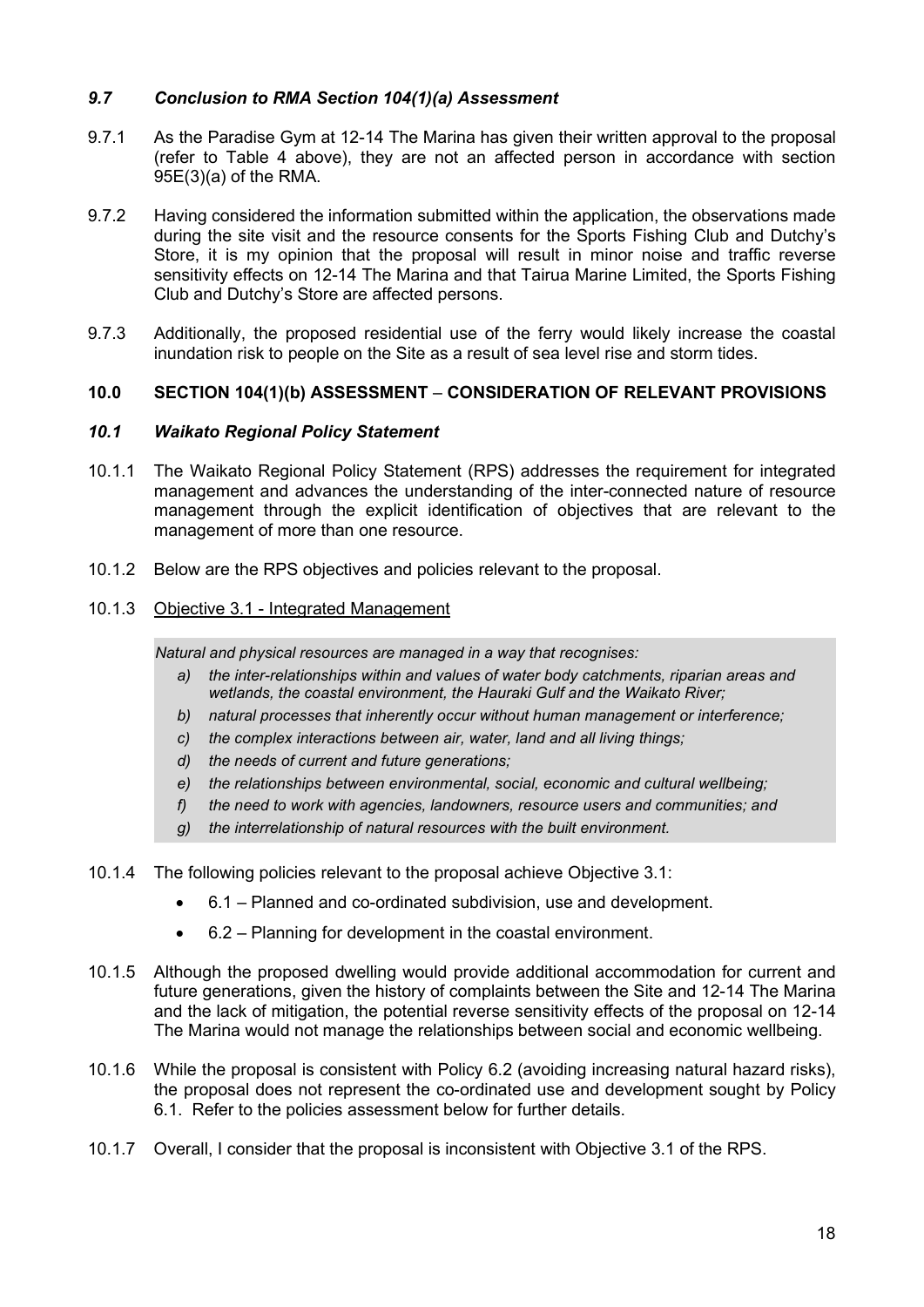### *9.7 Conclusion to RMA Section 104(1)(a) Assessment*

9.7.1 As the Paradise Gym at 12-14 The Marina has given their written approval to the proposal (refer to Table 4 above), they are not an affected person in accordance with section 95E(3)(a) of the RMA.

9.7.2 Having considered the information submitted within the application, the observations made during the site visit and the resource consents for the Sports Fishing Club and Dutchy's Store, it is my opinion that the proposal will result in minor noise and traffic reverse sensitivity effects on 12-14 The Marina and that Tairua Marine Limited, the Sports Fishing Club and Dutchy's Store are affected persons.

9.7.3 Additionally, the proposed residential use of the ferry would likely increase the coastal inundation risk to people on the Site as a result of sea level rise and storm tides.

## 10.0 SECTION 104(1)(b) ASSESSMENT – CONSIDERATION OF RELEVANT PROVISIONS

### *10.1 Waikato Regional Policy Statement*

10.1.1 The Waikato Regional Policy Statement (RPS) addresses the requirement for integrated management and advances the understanding of the inter-connected nature of resource management through the explicit identification of objectives that are relevant to the management of more than one resource.

10.1.2 Below are the RPS objectives and policies relevant to the proposal.

10.1.3 Objective 3.1 - Integrated Management

> *Natural and physical resources are managed in a way that recognises:*
>
> *a) the inter-relationships within and values of water body catchments, riparian areas and wetlands, the coastal environment, the Hauraki Gulf and the Waikato River;*
>
> *b) natural processes that inherently occur without human management or interference;*
>
> *c) the complex interactions between air, water, land and all living things;*
>
> *d) the needs of current and future generations;*
>
> *e) the relationships between environmental, social, economic and cultural wellbeing;*
>
> *f) the need to work with agencies, landowners, resource users and communities; and*
>
> *g) the interrelationship of natural resources with the built environment.*

10.1.4 The following policies relevant to the proposal achieve Objective 3.1:

- 6.1 – Planned and co-ordinated subdivision, use and development.
- 6.2 – Planning for development in the coastal environment.

10.1.5 Although the proposed dwelling would provide additional accommodation for current and future generations, given the history of complaints between the Site and 12-14 The Marina and the lack of mitigation, the potential reverse sensitivity effects of the proposal on 12-14 The Marina would not manage the relationships between social and economic wellbeing.

10.1.6 While the proposal is consistent with Policy 6.2 (avoiding increasing natural hazard risks), the proposal does not represent the co-ordinated use and development sought by Policy 6.1. Refer to the policies assessment below for further details.

10.1.7 Overall, I consider that the proposal is inconsistent with Objective 3.1 of the RPS.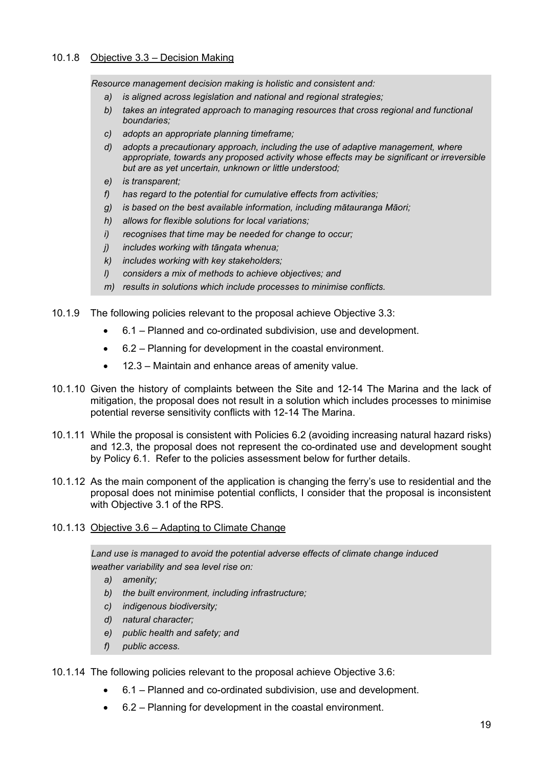10.1.8 Objective 3.3 – Decision Making

> *Resource management decision making is holistic and consistent and:*
>
> *a) is aligned across legislation and national and regional strategies;*
>
> *b) takes an integrated approach to managing resources that cross regional and functional boundaries;*
>
> *c) adopts an appropriate planning timeframe;*
>
> *d) adopts a precautionary approach, including the use of adaptive management, where appropriate, towards any proposed activity whose effects may be significant or irreversible but are as yet uncertain, unknown or little understood;*
>
> *e) is transparent;*
>
> *f) has regard to the potential for cumulative effects from activities;*
>
> *g) is based on the best available information, including mātauranga Māori;*
>
> *h) allows for flexible solutions for local variations;*
>
> *i) recognises that time may be needed for change to occur;*
>
> *j) includes working with tāngata whenua;*
>
> *k) includes working with key stakeholders;*
>
> *l) considers a mix of methods to achieve objectives; and*
>
> *m) results in solutions which include processes to minimise conflicts.*

10.1.9 The following policies relevant to the proposal achieve Objective 3.3:

- 6.1 – Planned and co-ordinated subdivision, use and development.
- 6.2 – Planning for development in the coastal environment.
- 12.3 – Maintain and enhance areas of amenity value.

10.1.10 Given the history of complaints between the Site and 12-14 The Marina and the lack of mitigation, the proposal does not result in a solution which includes processes to minimise potential reverse sensitivity conflicts with 12-14 The Marina.

10.1.11 While the proposal is consistent with Policies 6.2 (avoiding increasing natural hazard risks) and 12.3, the proposal does not represent the co-ordinated use and development sought by Policy 6.1. Refer to the policies assessment below for further details.

10.1.12 As the main component of the application is changing the ferry's use to residential and the proposal does not minimise potential conflicts, I consider that the proposal is inconsistent with Objective 3.1 of the RPS.

10.1.13 Objective 3.6 – Adapting to Climate Change

> *Land use is managed to avoid the potential adverse effects of climate change induced weather variability and sea level rise on:*
>
> *a) amenity;*
>
> *b) the built environment, including infrastructure;*
>
> *c) indigenous biodiversity;*
>
> *d) natural character;*
>
> *e) public health and safety; and*
>
> *f) public access.*

10.1.14 The following policies relevant to the proposal achieve Objective 3.6:

- 6.1 – Planned and co-ordinated subdivision, use and development.
- 6.2 – Planning for development in the coastal environment.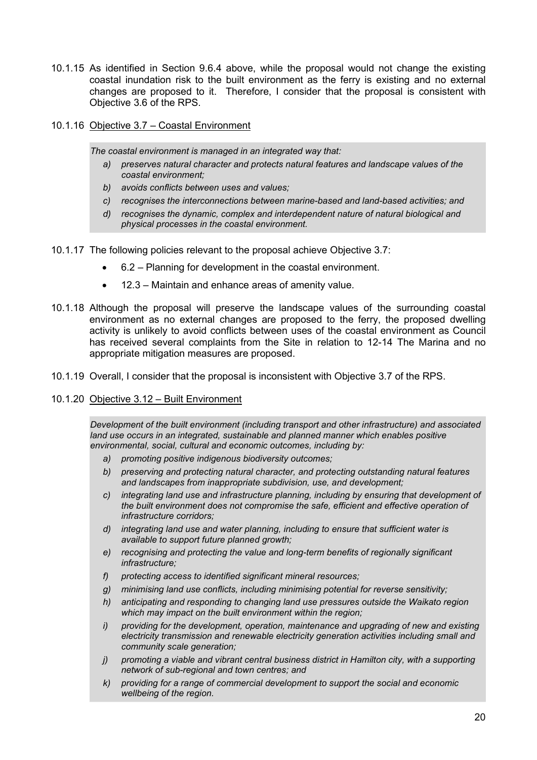10.1.15 As identified in Section 9.6.4 above, while the proposal would not change the existing coastal inundation risk to the built environment as the ferry is existing and no external changes are proposed to it. Therefore, I consider that the proposal is consistent with Objective 3.6 of the RPS.

10.1.16 <u>Objective 3.7 – Coastal Environment</u>

> *The coastal environment is managed in an integrated way that:*
>
> *a) preserves natural character and protects natural features and landscape values of the coastal environment;*
>
> *b) avoids conflicts between uses and values;*
>
> *c) recognises the interconnections between marine-based and land-based activities; and*
>
> *d) recognises the dynamic, complex and interdependent nature of natural biological and physical processes in the coastal environment.*

10.1.17 The following policies relevant to the proposal achieve Objective 3.7:

- 6.2 – Planning for development in the coastal environment.
- 12.3 – Maintain and enhance areas of amenity value.

10.1.18 Although the proposal will preserve the landscape values of the surrounding coastal environment as no external changes are proposed to the ferry, the proposed dwelling activity is unlikely to avoid conflicts between uses of the coastal environment as Council has received several complaints from the Site in relation to 12-14 The Marina and no appropriate mitigation measures are proposed.

10.1.19 Overall, I consider that the proposal is inconsistent with Objective 3.7 of the RPS.

10.1.20 <u>Objective 3.12 – Built Environment</u>

> *Development of the built environment (including transport and other infrastructure) and associated land use occurs in an integrated, sustainable and planned manner which enables positive environmental, social, cultural and economic outcomes, including by:*
>
> *a) promoting positive indigenous biodiversity outcomes;*
>
> *b) preserving and protecting natural character, and protecting outstanding natural features and landscapes from inappropriate subdivision, use, and development;*
>
> *c) integrating land use and infrastructure planning, including by ensuring that development of the built environment does not compromise the safe, efficient and effective operation of infrastructure corridors;*
>
> *d) integrating land use and water planning, including to ensure that sufficient water is available to support future planned growth;*
>
> *e) recognising and protecting the value and long-term benefits of regionally significant infrastructure;*
>
> *f) protecting access to identified significant mineral resources;*
>
> *g) minimising land use conflicts, including minimising potential for reverse sensitivity;*
>
> *h) anticipating and responding to changing land use pressures outside the Waikato region which may impact on the built environment within the region;*
>
> *i) providing for the development, operation, maintenance and upgrading of new and existing electricity transmission and renewable electricity generation activities including small and community scale generation;*
>
> *j) promoting a viable and vibrant central business district in Hamilton city, with a supporting network of sub-regional and town centres; and*
>
> *k) providing for a range of commercial development to support the social and economic wellbeing of the region.*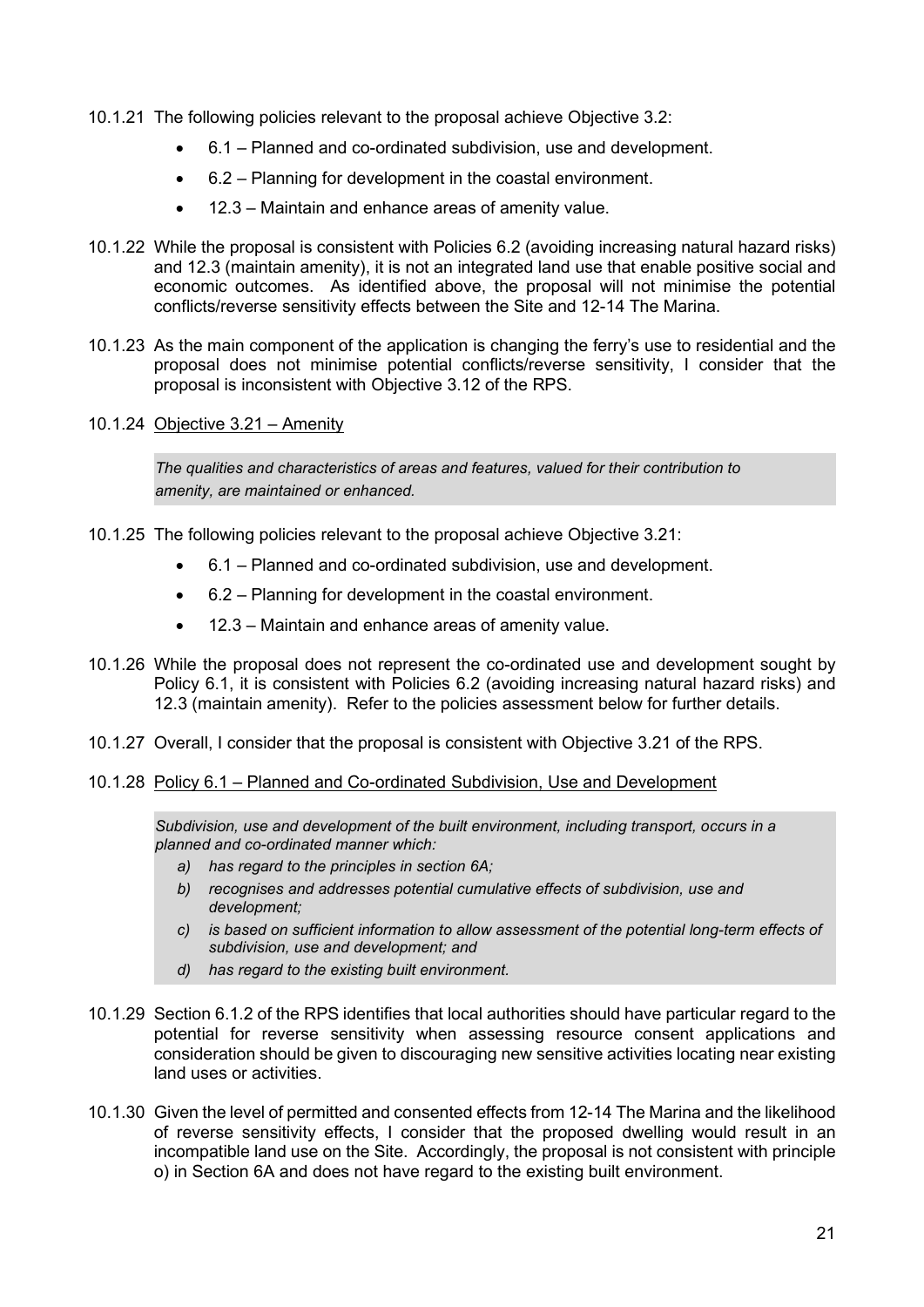10.1.21 The following policies relevant to the proposal achieve Objective 3.2:

- 6.1 – Planned and co-ordinated subdivision, use and development.
- 6.2 – Planning for development in the coastal environment.
- 12.3 – Maintain and enhance areas of amenity value.

10.1.22 While the proposal is consistent with Policies 6.2 (avoiding increasing natural hazard risks) and 12.3 (maintain amenity), it is not an integrated land use that enable positive social and economic outcomes. As identified above, the proposal will not minimise the potential conflicts/reverse sensitivity effects between the Site and 12-14 The Marina.

10.1.23 As the main component of the application is changing the ferry's use to residential and the proposal does not minimise potential conflicts/reverse sensitivity, I consider that the proposal is inconsistent with Objective 3.12 of the RPS.

10.1.24 <u>Objective 3.21 – Amenity</u>

> *The qualities and characteristics of areas and features, valued for their contribution to amenity, are maintained or enhanced.*

10.1.25 The following policies relevant to the proposal achieve Objective 3.21:

- 6.1 – Planned and co-ordinated subdivision, use and development.
- 6.2 – Planning for development in the coastal environment.
- 12.3 – Maintain and enhance areas of amenity value.

10.1.26 While the proposal does not represent the co-ordinated use and development sought by Policy 6.1, it is consistent with Policies 6.2 (avoiding increasing natural hazard risks) and 12.3 (maintain amenity). Refer to the policies assessment below for further details.

10.1.27 Overall, I consider that the proposal is consistent with Objective 3.21 of the RPS.

10.1.28 <u>Policy 6.1 – Planned and Co-ordinated Subdivision, Use and Development</u>

> *Subdivision, use and development of the built environment, including transport, occurs in a planned and co-ordinated manner which:*
>
> *a) has regard to the principles in section 6A;*
>
> *b) recognises and addresses potential cumulative effects of subdivision, use and development;*
>
> *c) is based on sufficient information to allow assessment of the potential long-term effects of subdivision, use and development; and*
>
> *d) has regard to the existing built environment.*

10.1.29 Section 6.1.2 of the RPS identifies that local authorities should have particular regard to the potential for reverse sensitivity when assessing resource consent applications and consideration should be given to discouraging new sensitive activities locating near existing land uses or activities.

10.1.30 Given the level of permitted and consented effects from 12-14 The Marina and the likelihood of reverse sensitivity effects, I consider that the proposed dwelling would result in an incompatible land use on the Site. Accordingly, the proposal is not consistent with principle o) in Section 6A and does not have regard to the existing built environment.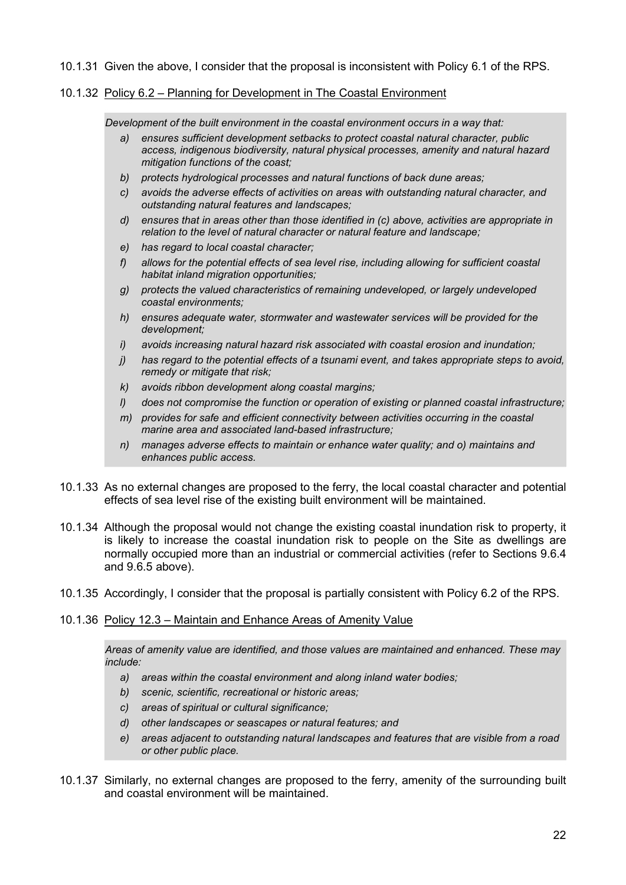10.1.31 Given the above, I consider that the proposal is inconsistent with Policy 6.1 of the RPS.

10.1.32 Policy 6.2 – Planning for Development in The Coastal Environment

> *Development of the built environment in the coastal environment occurs in a way that:*
>
> *a) ensures sufficient development setbacks to protect coastal natural character, public access, indigenous biodiversity, natural physical processes, amenity and natural hazard mitigation functions of the coast;*
>
> *b) protects hydrological processes and natural functions of back dune areas;*
>
> *c) avoids the adverse effects of activities on areas with outstanding natural character, and outstanding natural features and landscapes;*
>
> *d) ensures that in areas other than those identified in (c) above, activities are appropriate in relation to the level of natural character or natural feature and landscape;*
>
> *e) has regard to local coastal character;*
>
> *f) allows for the potential effects of sea level rise, including allowing for sufficient coastal habitat inland migration opportunities;*
>
> *g) protects the valued characteristics of remaining undeveloped, or largely undeveloped coastal environments;*
>
> *h) ensures adequate water, stormwater and wastewater services will be provided for the development;*
>
> *i) avoids increasing natural hazard risk associated with coastal erosion and inundation;*
>
> *j) has regard to the potential effects of a tsunami event, and takes appropriate steps to avoid, remedy or mitigate that risk;*
>
> *k) avoids ribbon development along coastal margins;*
>
> *l) does not compromise the function or operation of existing or planned coastal infrastructure;*
>
> *m) provides for safe and efficient connectivity between activities occurring in the coastal marine area and associated land-based infrastructure;*
>
> *n) manages adverse effects to maintain or enhance water quality; and o) maintains and enhances public access.*

10.1.33 As no external changes are proposed to the ferry, the local coastal character and potential effects of sea level rise of the existing built environment will be maintained.

10.1.34 Although the proposal would not change the existing coastal inundation risk to property, it is likely to increase the coastal inundation risk to people on the Site as dwellings are normally occupied more than an industrial or commercial activities (refer to Sections 9.6.4 and 9.6.5 above).

10.1.35 Accordingly, I consider that the proposal is partially consistent with Policy 6.2 of the RPS.

10.1.36 Policy 12.3 – Maintain and Enhance Areas of Amenity Value

> *Areas of amenity value are identified, and those values are maintained and enhanced. These may include:*
>
> *a) areas within the coastal environment and along inland water bodies;*
>
> *b) scenic, scientific, recreational or historic areas;*
>
> *c) areas of spiritual or cultural significance;*
>
> *d) other landscapes or seascapes or natural features; and*
>
> *e) areas adjacent to outstanding natural landscapes and features that are visible from a road or other public place.*

10.1.37 Similarly, no external changes are proposed to the ferry, amenity of the surrounding built and coastal environment will be maintained.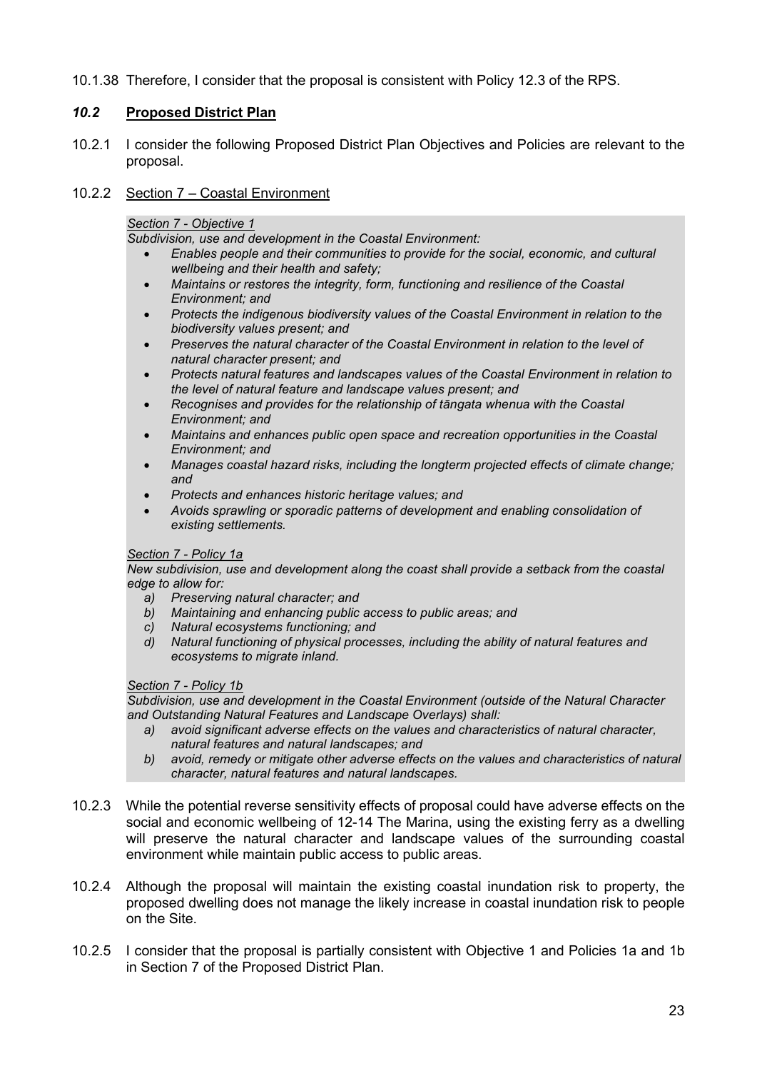10.1.38 Therefore, I consider that the proposal is consistent with Policy 12.3 of the RPS.

## *10.2* Proposed District Plan

10.2.1 I consider the following Proposed District Plan Objectives and Policies are relevant to the proposal.

10.2.2 <u>Section 7 – Coastal Environment</u>

> *<u>Section 7 - Objective 1</u>*
>
> *Subdivision, use and development in the Coastal Environment:*
>
> - *Enables people and their communities to provide for the social, economic, and cultural wellbeing and their health and safety;*
> - *Maintains or restores the integrity, form, functioning and resilience of the Coastal Environment; and*
> - *Protects the indigenous biodiversity values of the Coastal Environment in relation to the biodiversity values present; and*
> - *Preserves the natural character of the Coastal Environment in relation to the level of natural character present; and*
> - *Protects natural features and landscapes values of the Coastal Environment in relation to the level of natural feature and landscape values present; and*
> - *Recognises and provides for the relationship of tāngata whenua with the Coastal Environment; and*
> - *Maintains and enhances public open space and recreation opportunities in the Coastal Environment; and*
> - *Manages coastal hazard risks, including the longterm projected effects of climate change; and*
> - *Protects and enhances historic heritage values; and*
> - *Avoids sprawling or sporadic patterns of development and enabling consolidation of existing settlements.*
>
> *<u>Section 7 - Policy 1a</u>*
>
> *New subdivision, use and development along the coast shall provide a setback from the coastal edge to allow for:*
>
> *a) Preserving natural character; and*
> *b) Maintaining and enhancing public access to public areas; and*
> *c) Natural ecosystems functioning; and*
> *d) Natural functioning of physical processes, including the ability of natural features and ecosystems to migrate inland.*
>
> *<u>Section 7 - Policy 1b</u>*
>
> *Subdivision, use and development in the Coastal Environment (outside of the Natural Character and Outstanding Natural Features and Landscape Overlays) shall:*
>
> *a) avoid significant adverse effects on the values and characteristics of natural character, natural features and natural landscapes; and*
> *b) avoid, remedy or mitigate other adverse effects on the values and characteristics of natural character, natural features and natural landscapes.*

10.2.3 While the potential reverse sensitivity effects of proposal could have adverse effects on the social and economic wellbeing of 12-14 The Marina, using the existing ferry as a dwelling will preserve the natural character and landscape values of the surrounding coastal environment while maintain public access to public areas.

10.2.4 Although the proposal will maintain the existing coastal inundation risk to property, the proposed dwelling does not manage the likely increase in coastal inundation risk to people on the Site.

10.2.5 I consider that the proposal is partially consistent with Objective 1 and Policies 1a and 1b in Section 7 of the Proposed District Plan.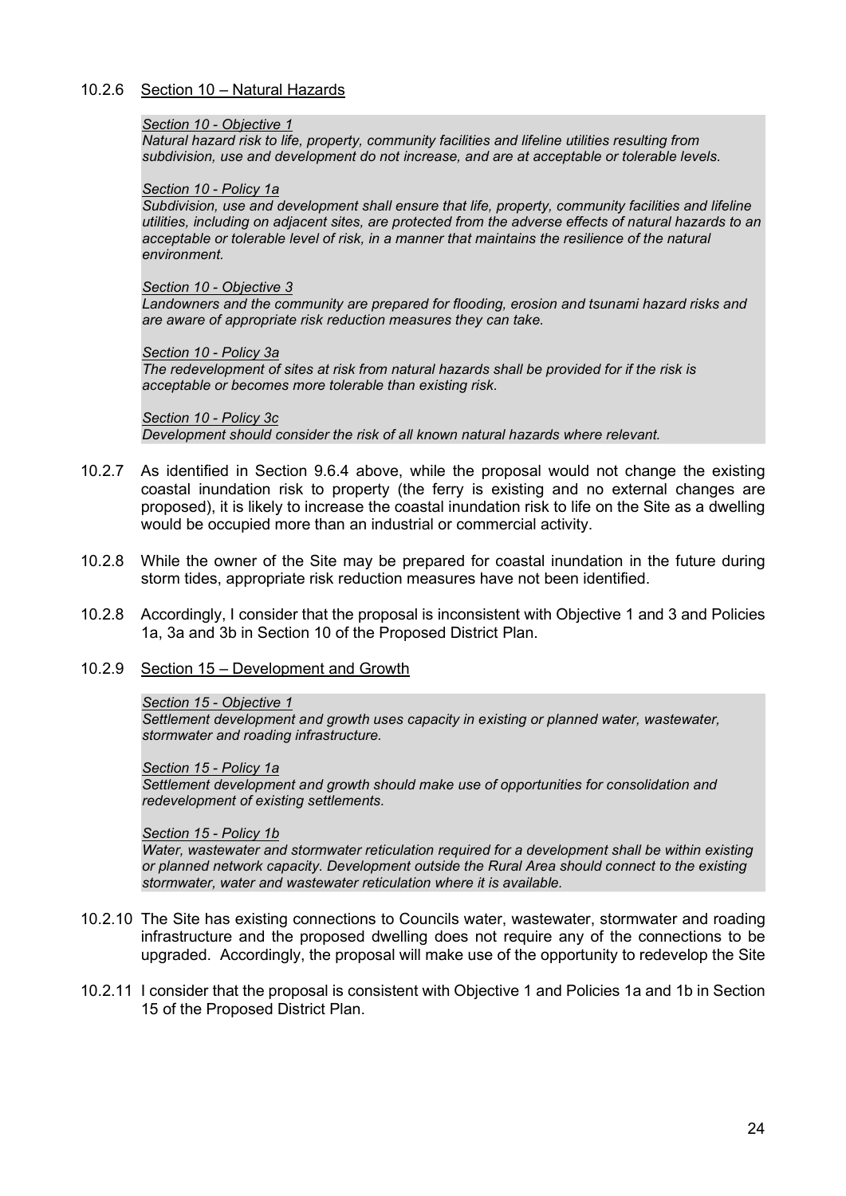10.2.6 <u>Section 10 – Natural Hazards</u>

> ***<u>Section 10 - Objective 1</u>***
> *Natural hazard risk to life, property, community facilities and lifeline utilities resulting from subdivision, use and development do not increase, and are at acceptable or tolerable levels.*
>
> ***<u>Section 10 - Policy 1a</u>***
> *Subdivision, use and development shall ensure that life, property, community facilities and lifeline utilities, including on adjacent sites, are protected from the adverse effects of natural hazards to an acceptable or tolerable level of risk, in a manner that maintains the resilience of the natural environment.*
>
> ***<u>Section 10 - Objective 3</u>***
> *Landowners and the community are prepared for flooding, erosion and tsunami hazard risks and are aware of appropriate risk reduction measures they can take.*
>
> ***<u>Section 10 - Policy 3a</u>***
> *The redevelopment of sites at risk from natural hazards shall be provided for if the risk is acceptable or becomes more tolerable than existing risk.*
>
> ***<u>Section 10 - Policy 3c</u>***
> *Development should consider the risk of all known natural hazards where relevant.*

10.2.7 As identified in Section 9.6.4 above, while the proposal would not change the existing coastal inundation risk to property (the ferry is existing and no external changes are proposed), it is likely to increase the coastal inundation risk to life on the Site as a dwelling would be occupied more than an industrial or commercial activity.

10.2.8 While the owner of the Site may be prepared for coastal inundation in the future during storm tides, appropriate risk reduction measures have not been identified.

10.2.8 Accordingly, I consider that the proposal is inconsistent with Objective 1 and 3 and Policies 1a, 3a and 3b in Section 10 of the Proposed District Plan.

10.2.9 <u>Section 15 – Development and Growth</u>

> ***<u>Section 15 - Objective 1</u>***
> *Settlement development and growth uses capacity in existing or planned water, wastewater, stormwater and roading infrastructure.*
>
> ***<u>Section 15 - Policy 1a</u>***
> *Settlement development and growth should make use of opportunities for consolidation and redevelopment of existing settlements.*
>
> ***<u>Section 15 - Policy 1b</u>***
> *Water, wastewater and stormwater reticulation required for a development shall be within existing or planned network capacity. Development outside the Rural Area should connect to the existing stormwater, water and wastewater reticulation where it is available.*

10.2.10 The Site has existing connections to Councils water, wastewater, stormwater and roading infrastructure and the proposed dwelling does not require any of the connections to be upgraded. Accordingly, the proposal will make use of the opportunity to redevelop the Site

10.2.11 I consider that the proposal is consistent with Objective 1 and Policies 1a and 1b in Section 15 of the Proposed District Plan.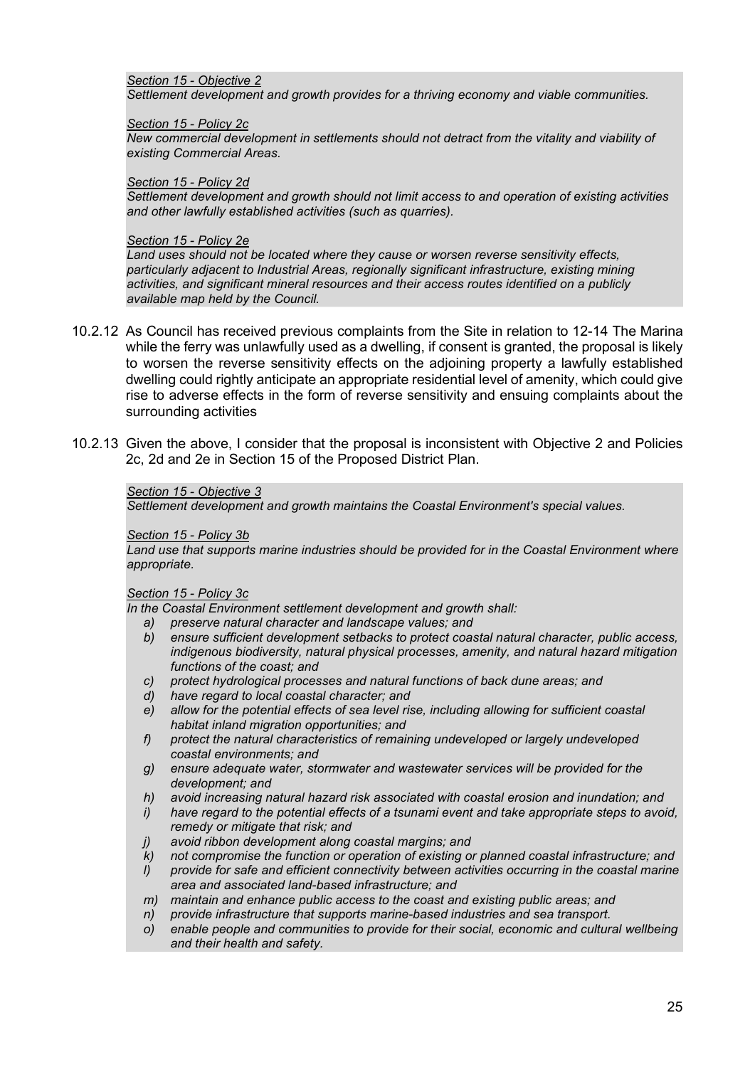*Section 15 - Objective 2*
*Settlement development and growth provides for a thriving economy and viable communities.*

*Section 15 - Policy 2c*
*New commercial development in settlements should not detract from the vitality and viability of existing Commercial Areas.*

*Section 15 - Policy 2d*
*Settlement development and growth should not limit access to and operation of existing activities and other lawfully established activities (such as quarries).*

*Section 15 - Policy 2e*
*Land uses should not be located where they cause or worsen reverse sensitivity effects, particularly adjacent to Industrial Areas, regionally significant infrastructure, existing mining activities, and significant mineral resources and their access routes identified on a publicly available map held by the Council.*

10.2.12 As Council has received previous complaints from the Site in relation to 12-14 The Marina while the ferry was unlawfully used as a dwelling, if consent is granted, the proposal is likely to worsen the reverse sensitivity effects on the adjoining property a lawfully established dwelling could rightly anticipate an appropriate residential level of amenity, which could give rise to adverse effects in the form of reverse sensitivity and ensuing complaints about the surrounding activities

10.2.13 Given the above, I consider that the proposal is inconsistent with Objective 2 and Policies 2c, 2d and 2e in Section 15 of the Proposed District Plan.

*Section 15 - Objective 3*
*Settlement development and growth maintains the Coastal Environment's special values.*

*Section 15 - Policy 3b*
*Land use that supports marine industries should be provided for in the Coastal Environment where appropriate.*

*Section 15 - Policy 3c*
*In the Coastal Environment settlement development and growth shall:*

- *a) preserve natural character and landscape values; and*
- *b) ensure sufficient development setbacks to protect coastal natural character, public access, indigenous biodiversity, natural physical processes, amenity, and natural hazard mitigation functions of the coast; and*
- *c) protect hydrological processes and natural functions of back dune areas; and*
- *d) have regard to local coastal character; and*
- *e) allow for the potential effects of sea level rise, including allowing for sufficient coastal habitat inland migration opportunities; and*
- *f) protect the natural characteristics of remaining undeveloped or largely undeveloped coastal environments; and*
- *g) ensure adequate water, stormwater and wastewater services will be provided for the development; and*
- *h) avoid increasing natural hazard risk associated with coastal erosion and inundation; and*
- *i) have regard to the potential effects of a tsunami event and take appropriate steps to avoid, remedy or mitigate that risk; and*
- *j) avoid ribbon development along coastal margins; and*
- *k) not compromise the function or operation of existing or planned coastal infrastructure; and*
- *l) provide for safe and efficient connectivity between activities occurring in the coastal marine area and associated land-based infrastructure; and*
- *m) maintain and enhance public access to the coast and existing public areas; and*
- *n) provide infrastructure that supports marine-based industries and sea transport.*
- *o) enable people and communities to provide for their social, economic and cultural wellbeing and their health and safety.*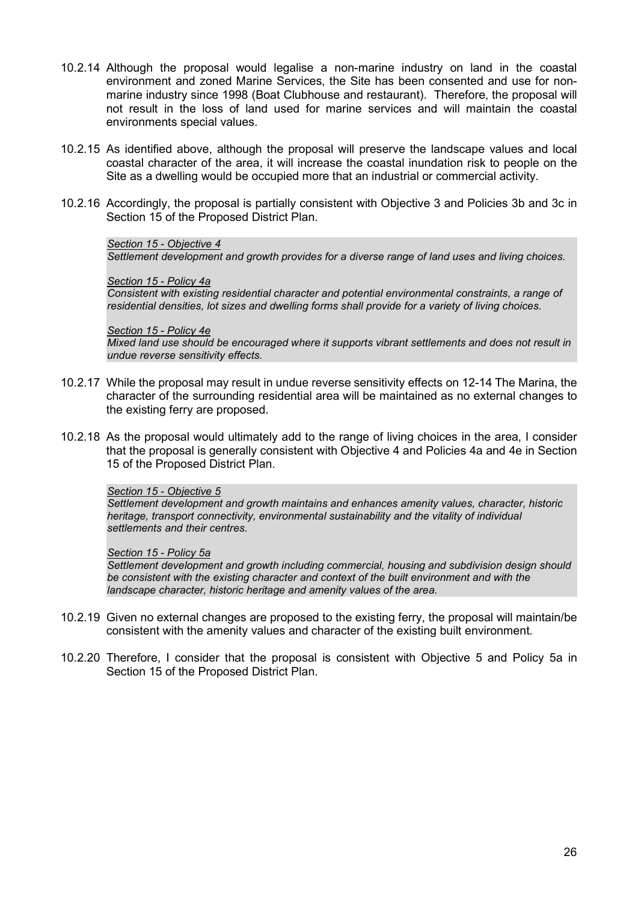10.2.14 Although the proposal would legalise a non-marine industry on land in the coastal environment and zoned Marine Services, the Site has been consented and use for non-marine industry since 1998 (Boat Clubhouse and restaurant). Therefore, the proposal will not result in the loss of land used for marine services and will maintain the coastal environments special values.

10.2.15 As identified above, although the proposal will preserve the landscape values and local coastal character of the area, it will increase the coastal inundation risk to people on the Site as a dwelling would be occupied more that an industrial or commercial activity.

10.2.16 Accordingly, the proposal is partially consistent with Objective 3 and Policies 3b and 3c in Section 15 of the Proposed District Plan.

> *Section 15 - Objective 4*
> *Settlement development and growth provides for a diverse range of land uses and living choices.*
>
> *Section 15 - Policy 4a*
> *Consistent with existing residential character and potential environmental constraints, a range of residential densities, lot sizes and dwelling forms shall provide for a variety of living choices.*
>
> *Section 15 - Policy 4e*
> *Mixed land use should be encouraged where it supports vibrant settlements and does not result in undue reverse sensitivity effects.*

10.2.17 While the proposal may result in undue reverse sensitivity effects on 12-14 The Marina, the character of the surrounding residential area will be maintained as no external changes to the existing ferry are proposed.

10.2.18 As the proposal would ultimately add to the range of living choices in the area, I consider that the proposal is generally consistent with Objective 4 and Policies 4a and 4e in Section 15 of the Proposed District Plan.

> *Section 15 - Objective 5*
> *Settlement development and growth maintains and enhances amenity values, character, historic heritage, transport connectivity, environmental sustainability and the vitality of individual settlements and their centres.*
>
> *Section 15 - Policy 5a*
> *Settlement development and growth including commercial, housing and subdivision design should be consistent with the existing character and context of the built environment and with the landscape character, historic heritage and amenity values of the area.*

10.2.19 Given no external changes are proposed to the existing ferry, the proposal will maintain/be consistent with the amenity values and character of the existing built environment.

10.2.20 Therefore, I consider that the proposal is consistent with Objective 5 and Policy 5a in Section 15 of the Proposed District Plan.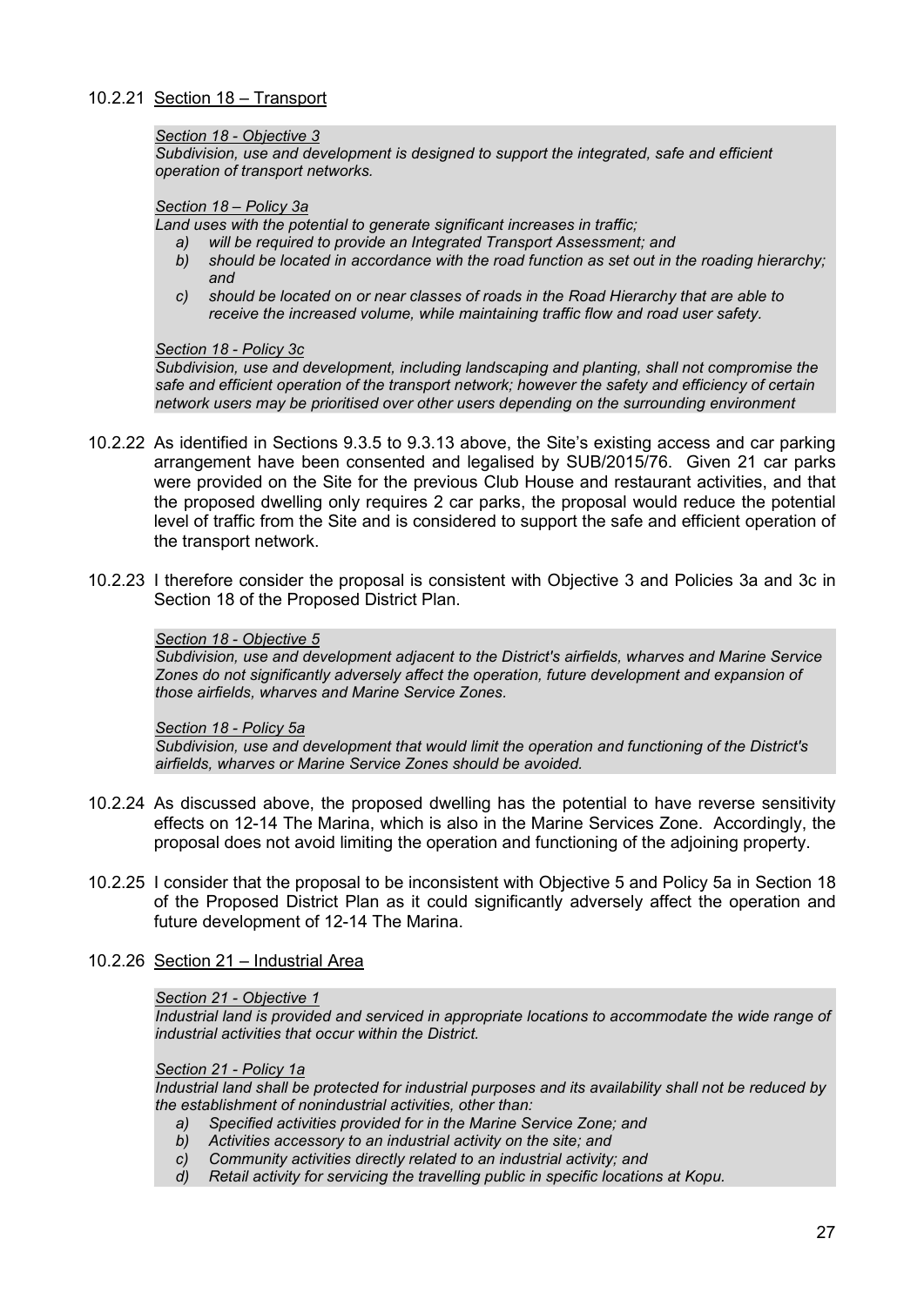10.2.21 Section 18 – Transport

> *Section 18 - Objective 3*
> *Subdivision, use and development is designed to support the integrated, safe and efficient operation of transport networks.*
>
> *Section 18 – Policy 3a*
> *Land uses with the potential to generate significant increases in traffic;*
> *a) will be required to provide an Integrated Transport Assessment; and*
> *b) should be located in accordance with the road function as set out in the roading hierarchy; and*
> *c) should be located on or near classes of roads in the Road Hierarchy that are able to receive the increased volume, while maintaining traffic flow and road user safety.*
>
> *Section 18 - Policy 3c*
> *Subdivision, use and development, including landscaping and planting, shall not compromise the safe and efficient operation of the transport network; however the safety and efficiency of certain network users may be prioritised over other users depending on the surrounding environment*

10.2.22 As identified in Sections 9.3.5 to 9.3.13 above, the Site's existing access and car parking arrangement have been consented and legalised by SUB/2015/76. Given 21 car parks were provided on the Site for the previous Club House and restaurant activities, and that the proposed dwelling only requires 2 car parks, the proposal would reduce the potential level of traffic from the Site and is considered to support the safe and efficient operation of the transport network.

10.2.23 I therefore consider the proposal is consistent with Objective 3 and Policies 3a and 3c in Section 18 of the Proposed District Plan.

> *Section 18 - Objective 5*
> *Subdivision, use and development adjacent to the District's airfields, wharves and Marine Service Zones do not significantly adversely affect the operation, future development and expansion of those airfields, wharves and Marine Service Zones.*
>
> *Section 18 - Policy 5a*
> *Subdivision, use and development that would limit the operation and functioning of the District's airfields, wharves or Marine Service Zones should be avoided.*

10.2.24 As discussed above, the proposed dwelling has the potential to have reverse sensitivity effects on 12-14 The Marina, which is also in the Marine Services Zone. Accordingly, the proposal does not avoid limiting the operation and functioning of the adjoining property.

10.2.25 I consider that the proposal to be inconsistent with Objective 5 and Policy 5a in Section 18 of the Proposed District Plan as it could significantly adversely affect the operation and future development of 12-14 The Marina.

10.2.26 Section 21 – Industrial Area

> *Section 21 - Objective 1*
> *Industrial land is provided and serviced in appropriate locations to accommodate the wide range of industrial activities that occur within the District.*
>
> *Section 21 - Policy 1a*
> *Industrial land shall be protected for industrial purposes and its availability shall not be reduced by the establishment of nonindustrial activities, other than:*
> *a) Specified activities provided for in the Marine Service Zone; and*
> *b) Activities accessory to an industrial activity on the site; and*
> *c) Community activities directly related to an industrial activity; and*
> *d) Retail activity for servicing the travelling public in specific locations at Kopu.*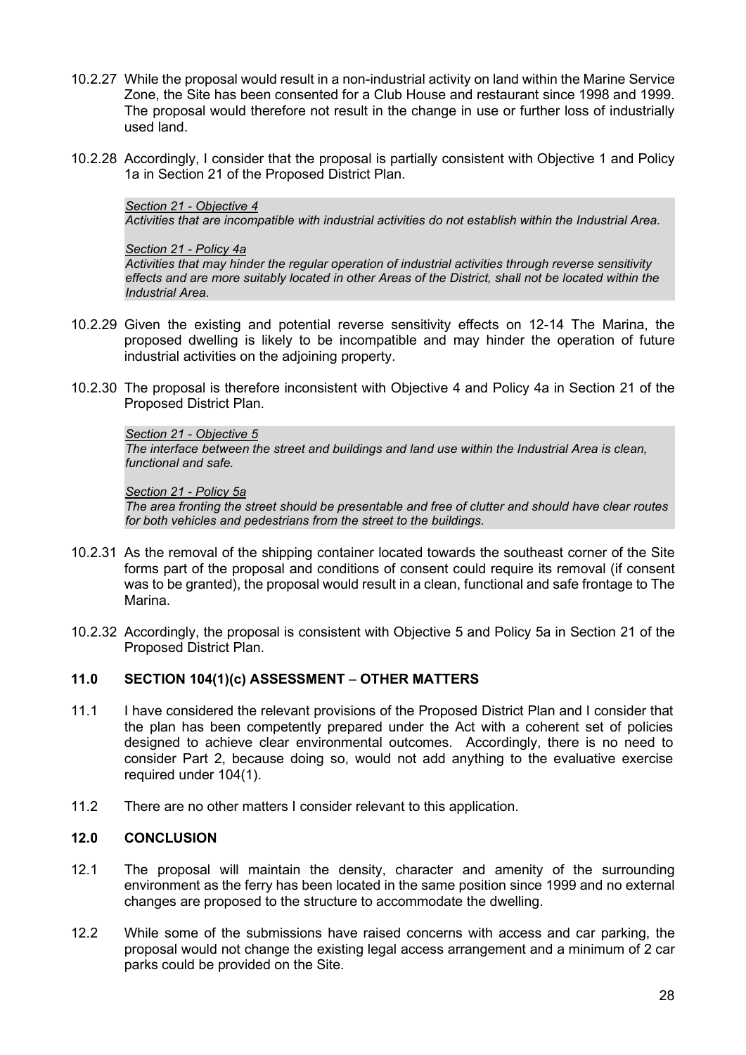10.2.27 While the proposal would result in a non-industrial activity on land within the Marine Service Zone, the Site has been consented for a Club House and restaurant since 1998 and 1999. The proposal would therefore not result in the change in use or further loss of industrially used land.

10.2.28 Accordingly, I consider that the proposal is partially consistent with Objective 1 and Policy 1a in Section 21 of the Proposed District Plan.

> *<u>Section 21 - Objective 4</u>*
> *Activities that are incompatible with industrial activities do not establish within the Industrial Area.*
>
> *<u>Section 21 - Policy 4a</u>*
> *Activities that may hinder the regular operation of industrial activities through reverse sensitivity effects and are more suitably located in other Areas of the District, shall not be located within the Industrial Area.*

10.2.29 Given the existing and potential reverse sensitivity effects on 12-14 The Marina, the proposed dwelling is likely to be incompatible and may hinder the operation of future industrial activities on the adjoining property.

10.2.30 The proposal is therefore inconsistent with Objective 4 and Policy 4a in Section 21 of the Proposed District Plan.

> *<u>Section 21 - Objective 5</u>*
> *The interface between the street and buildings and land use within the Industrial Area is clean, functional and safe.*
>
> *<u>Section 21 - Policy 5a</u>*
> *The area fronting the street should be presentable and free of clutter and should have clear routes for both vehicles and pedestrians from the street to the buildings.*

10.2.31 As the removal of the shipping container located towards the southeast corner of the Site forms part of the proposal and conditions of consent could require its removal (if consent was to be granted), the proposal would result in a clean, functional and safe frontage to The Marina.

10.2.32 Accordingly, the proposal is consistent with Objective 5 and Policy 5a in Section 21 of the Proposed District Plan.

## 11.0 SECTION 104(1)(c) ASSESSMENT – OTHER MATTERS

11.1 I have considered the relevant provisions of the Proposed District Plan and I consider that the plan has been competently prepared under the Act with a coherent set of policies designed to achieve clear environmental outcomes. Accordingly, there is no need to consider Part 2, because doing so, would not add anything to the evaluative exercise required under 104(1).

11.2 There are no other matters I consider relevant to this application.

## 12.0 CONCLUSION

12.1 The proposal will maintain the density, character and amenity of the surrounding environment as the ferry has been located in the same position since 1999 and no external changes are proposed to the structure to accommodate the dwelling.

12.2 While some of the submissions have raised concerns with access and car parking, the proposal would not change the existing legal access arrangement and a minimum of 2 car parks could be provided on the Site.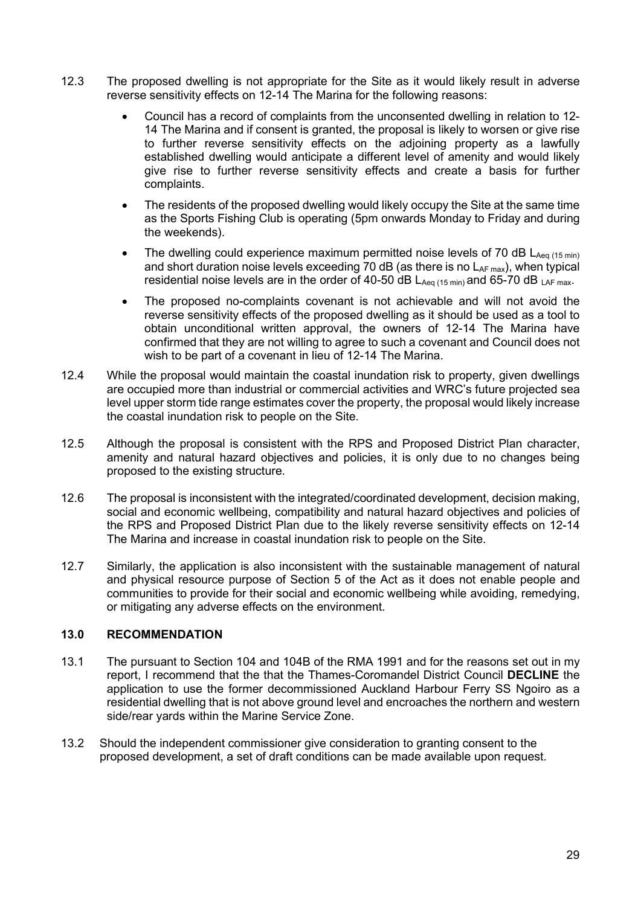12.3 The proposed dwelling is not appropriate for the Site as it would likely result in adverse reverse sensitivity effects on 12-14 The Marina for the following reasons:

- Council has a record of complaints from the unconsented dwelling in relation to 12-14 The Marina and if consent is granted, the proposal is likely to worsen or give rise to further reverse sensitivity effects on the adjoining property as a lawfully established dwelling would anticipate a different level of amenity and would likely give rise to further reverse sensitivity effects and create a basis for further complaints.
- The residents of the proposed dwelling would likely occupy the Site at the same time as the Sports Fishing Club is operating (5pm onwards Monday to Friday and during the weekends).
- The dwelling could experience maximum permitted noise levels of 70 dB $L_{Aeq\ (15\ min)}$ and short duration noise levels exceeding 70 dB (as there is no $L_{AF\ max}$), when typical residential noise levels are in the order of 40-50 dB $L_{Aeq\ (15\ min)}$ and 65-70 dB $_{LAF\ max}$.
- The proposed no-complaints covenant is not achievable and will not avoid the reverse sensitivity effects of the proposed dwelling as it should be used as a tool to obtain unconditional written approval, the owners of 12-14 The Marina have confirmed that they are not willing to agree to such a covenant and Council does not wish to be part of a covenant in lieu of 12-14 The Marina.

12.4 While the proposal would maintain the coastal inundation risk to property, given dwellings are occupied more than industrial or commercial activities and WRC's future projected sea level upper storm tide range estimates cover the property, the proposal would likely increase the coastal inundation risk to people on the Site.

12.5 Although the proposal is consistent with the RPS and Proposed District Plan character, amenity and natural hazard objectives and policies, it is only due to no changes being proposed to the existing structure.

12.6 The proposal is inconsistent with the integrated/coordinated development, decision making, social and economic wellbeing, compatibility and natural hazard objectives and policies of the RPS and Proposed District Plan due to the likely reverse sensitivity effects on 12-14 The Marina and increase in coastal inundation risk to people on the Site.

12.7 Similarly, the application is also inconsistent with the sustainable management of natural and physical resource purpose of Section 5 of the Act as it does not enable people and communities to provide for their social and economic wellbeing while avoiding, remedying, or mitigating any adverse effects on the environment.

## 13.0 RECOMMENDATION

13.1 The pursuant to Section 104 and 104B of the RMA 1991 and for the reasons set out in my report, I recommend that the that the Thames-Coromandel District Council **DECLINE** the application to use the former decommissioned Auckland Harbour Ferry SS Ngoiro as a residential dwelling that is not above ground level and encroaches the northern and western side/rear yards within the Marine Service Zone.

13.2 Should the independent commissioner give consideration to granting consent to the proposed development, a set of draft conditions can be made available upon request.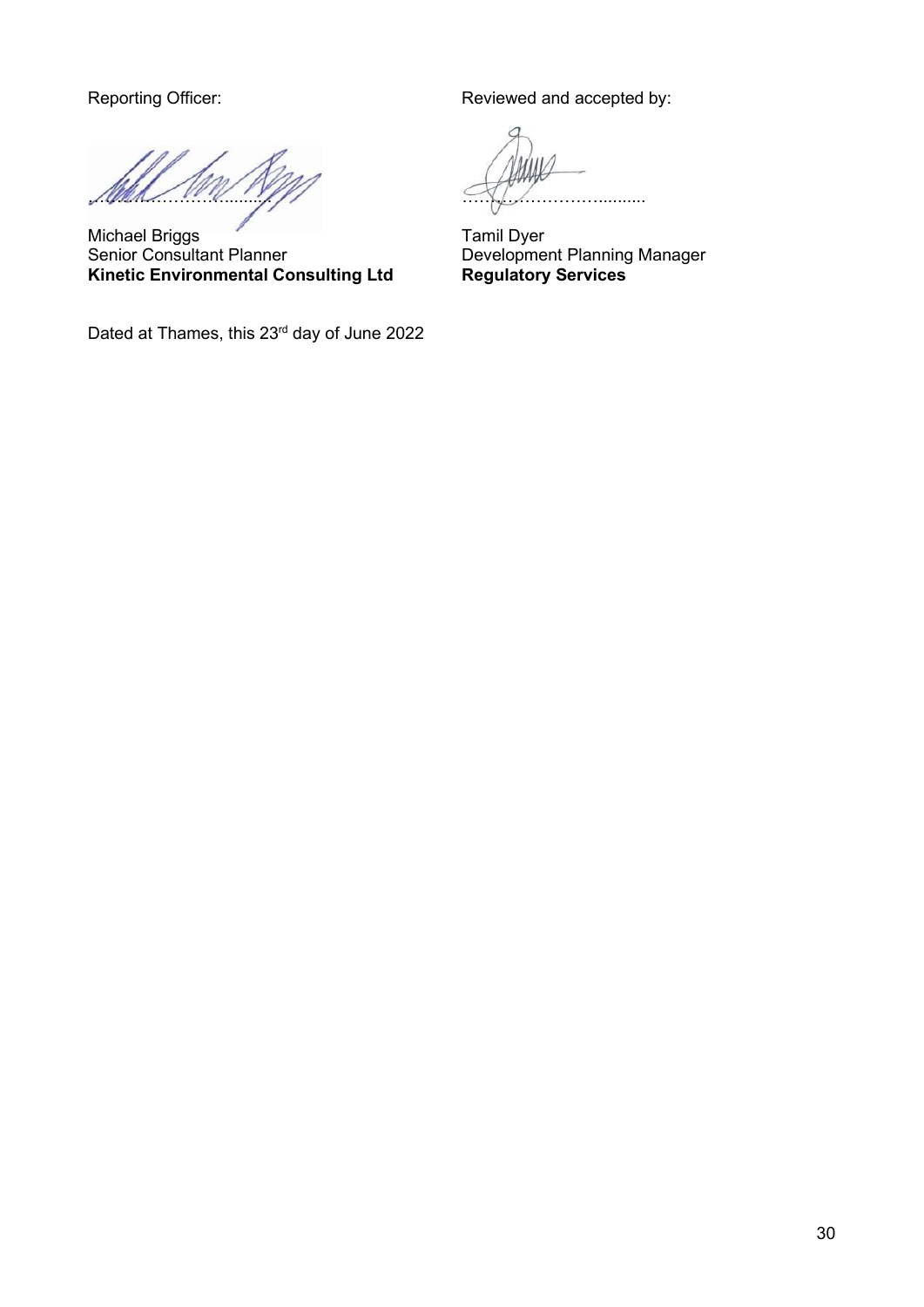Reporting Officer:

……………………………..........

Michael Briggs
Senior Consultant Planner
**Kinetic Environmental Consulting Ltd**

Reviewed and accepted by:

……………………………..........

Tamil Dyer
Development Planning Manager
**Regulatory Services**

Dated at Thames, this 23rd day of June 2022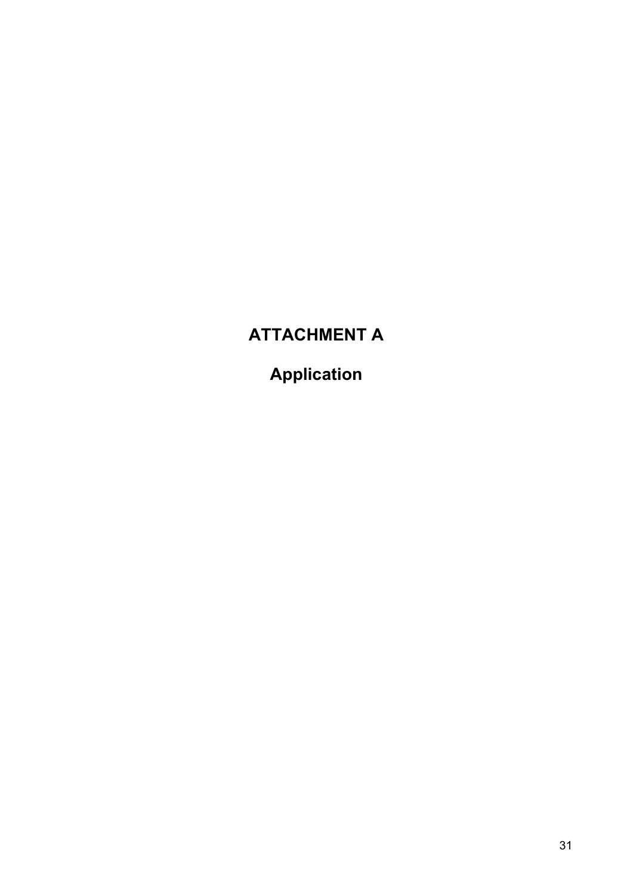# ATTACHMENT A

## Application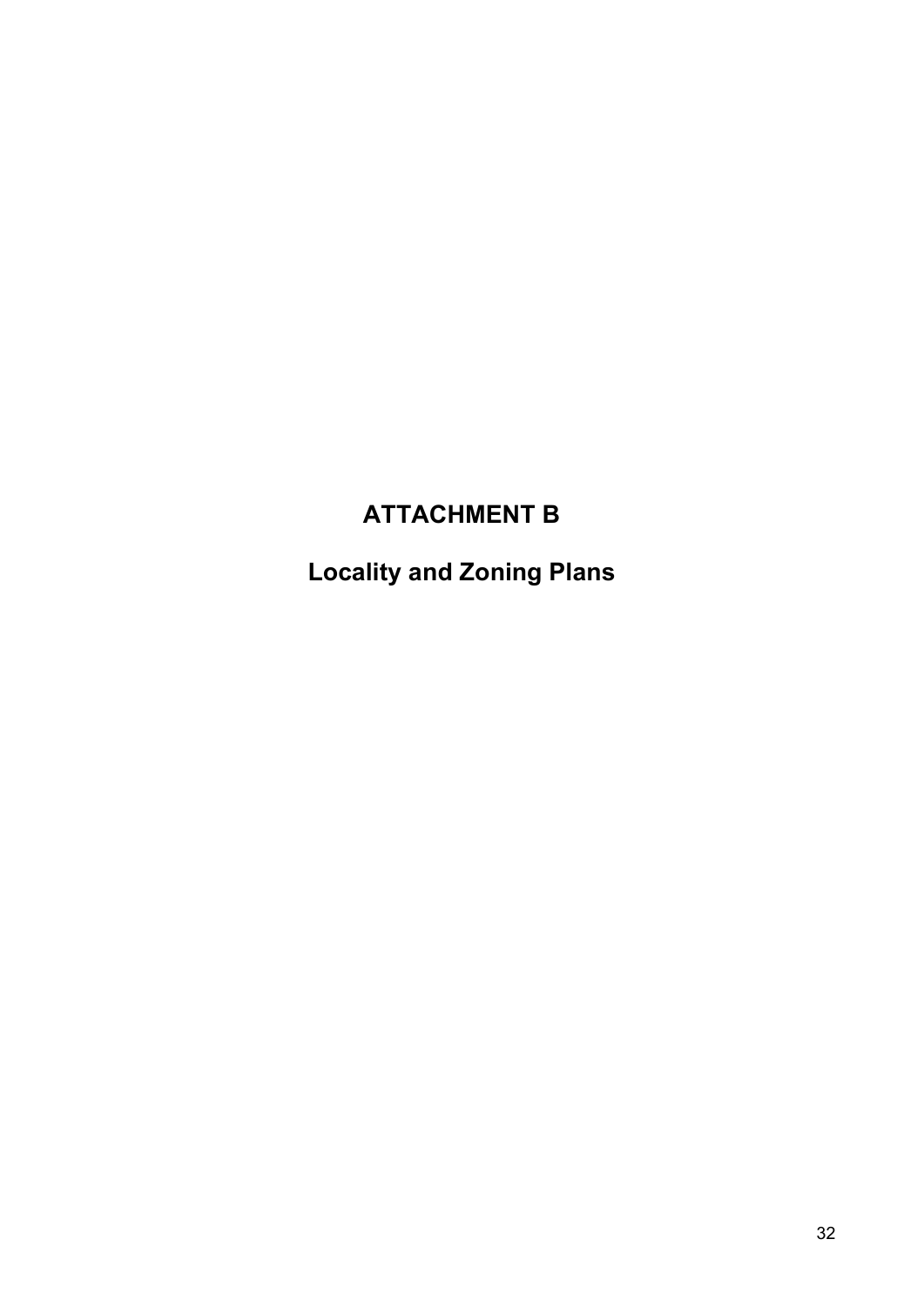# ATTACHMENT B

## Locality and Zoning Plans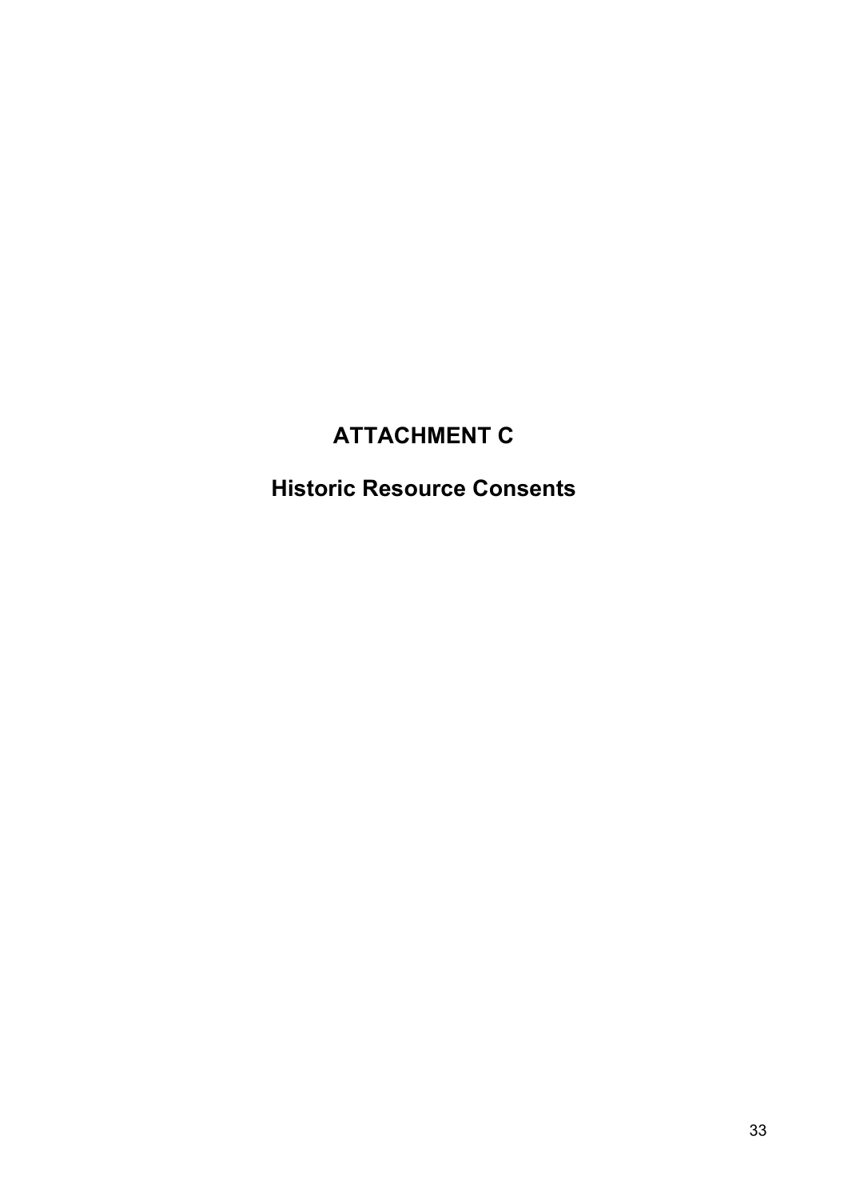# ATTACHMENT C

## Historic Resource Consents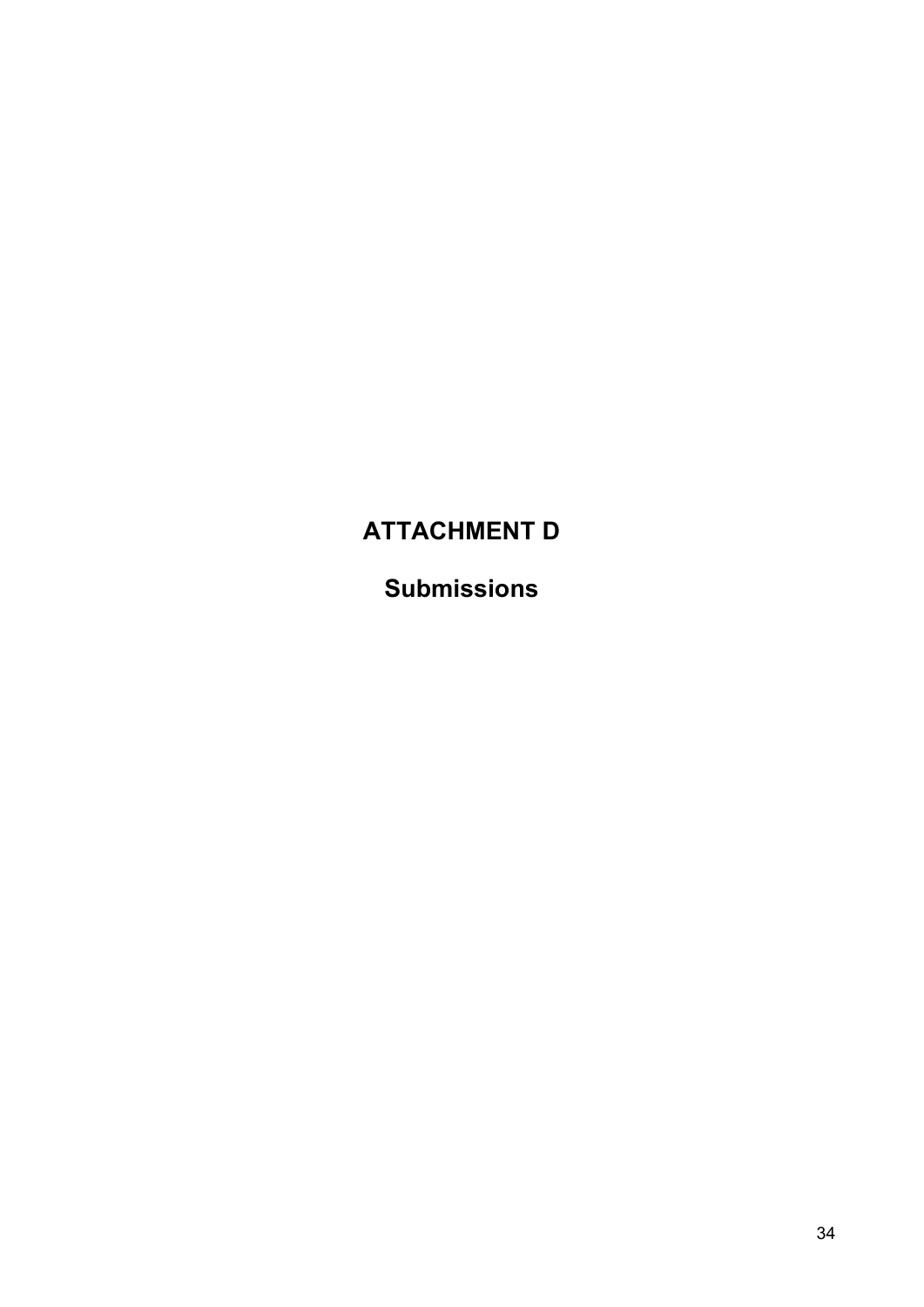# ATTACHMENT D

## Submissions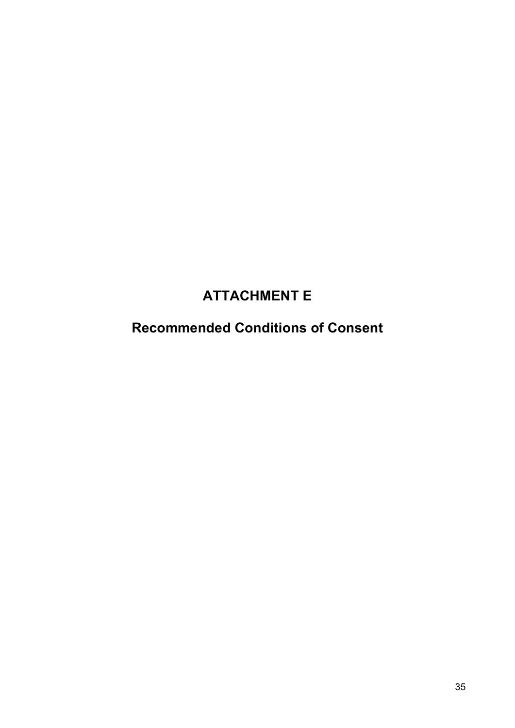# ATTACHMENT E

## Recommended Conditions of Consent